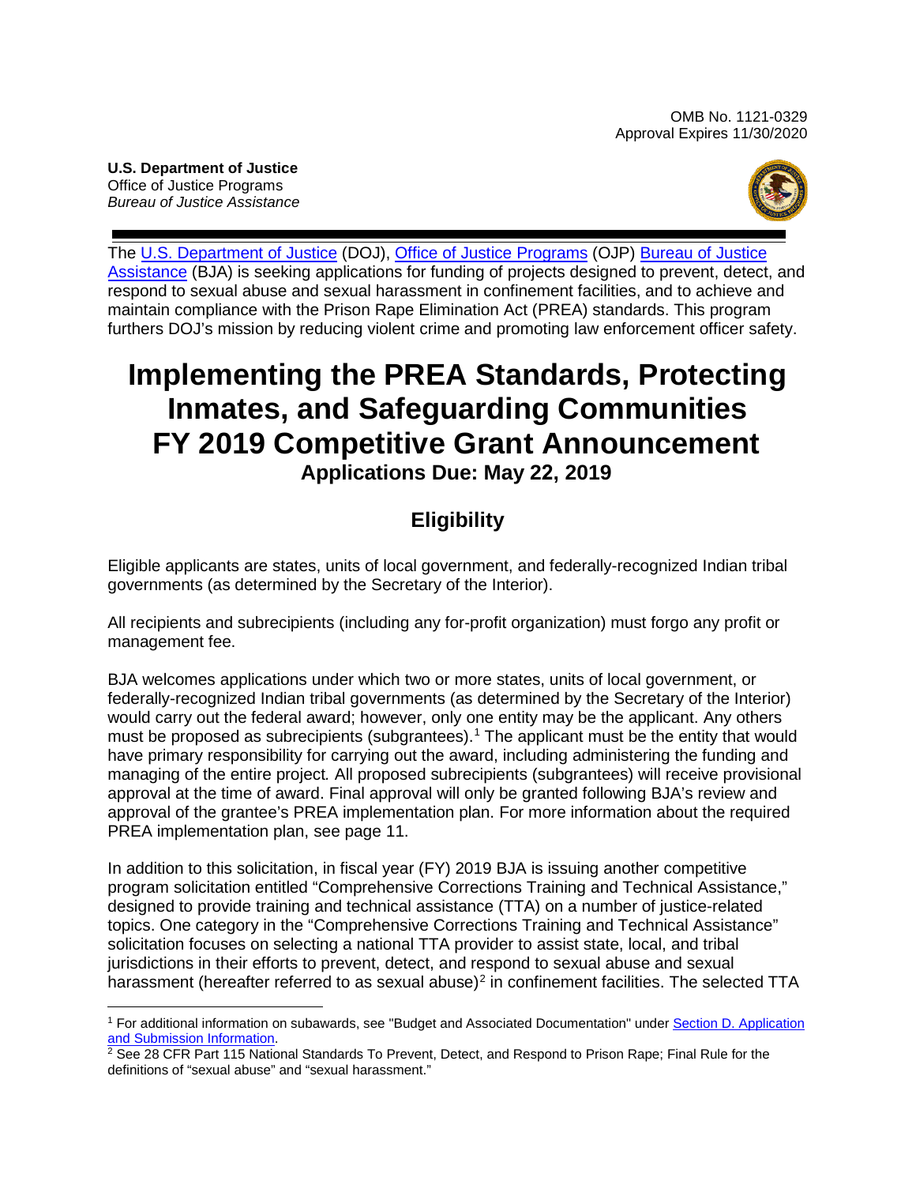OMB No. 1121-0329
Approval Expires 11/30/2020

**U.S. Department of Justice**
Office of Justice Programs
*Bureau of Justice Assistance*

The U.S. Department of Justice (DOJ), Office of Justice Programs (OJP) Bureau of Justice Assistance (BJA) is seeking applications for funding of projects designed to prevent, detect, and respond to sexual abuse and sexual harassment in confinement facilities, and to achieve and maintain compliance with the Prison Rape Elimination Act (PREA) standards. This program furthers DOJ's mission by reducing violent crime and promoting law enforcement officer safety.

# Implementing the PREA Standards, Protecting Inmates, and Safeguarding Communities FY 2019 Competitive Grant Announcement

**Applications Due: May 22, 2019**

## Eligibility

Eligible applicants are states, units of local government, and federally-recognized Indian tribal governments (as determined by the Secretary of the Interior).

All recipients and subrecipients (including any for-profit organization) must forgo any profit or management fee.

BJA welcomes applications under which two or more states, units of local government, or federally-recognized Indian tribal governments (as determined by the Secretary of the Interior) would carry out the federal award; however, only one entity may be the applicant. Any others must be proposed as subrecipients (subgrantees).[1] The applicant must be the entity that would have primary responsibility for carrying out the award, including administering the funding and managing of the entire project*.* All proposed subrecipients (subgrantees) will receive provisional approval at the time of award. Final approval will only be granted following BJA's review and approval of the grantee's PREA implementation plan. For more information about the required PREA implementation plan, see page 11.

In addition to this solicitation, in fiscal year (FY) 2019 BJA is issuing another competitive program solicitation entitled "Comprehensive Corrections Training and Technical Assistance," designed to provide training and technical assistance (TTA) on a number of justice-related topics. One category in the "Comprehensive Corrections Training and Technical Assistance" solicitation focuses on selecting a national TTA provider to assist state, local, and tribal jurisdictions in their efforts to prevent, detect, and respond to sexual abuse and sexual harassment (hereafter referred to as sexual abuse)[2] in confinement facilities. The selected TTA

---

[1] For additional information on subawards, see "Budget and Associated Documentation" under Section D. Application and Submission Information.

[2] See 28 CFR Part 115 National Standards To Prevent, Detect, and Respond to Prison Rape; Final Rule for the definitions of "sexual abuse" and "sexual harassment."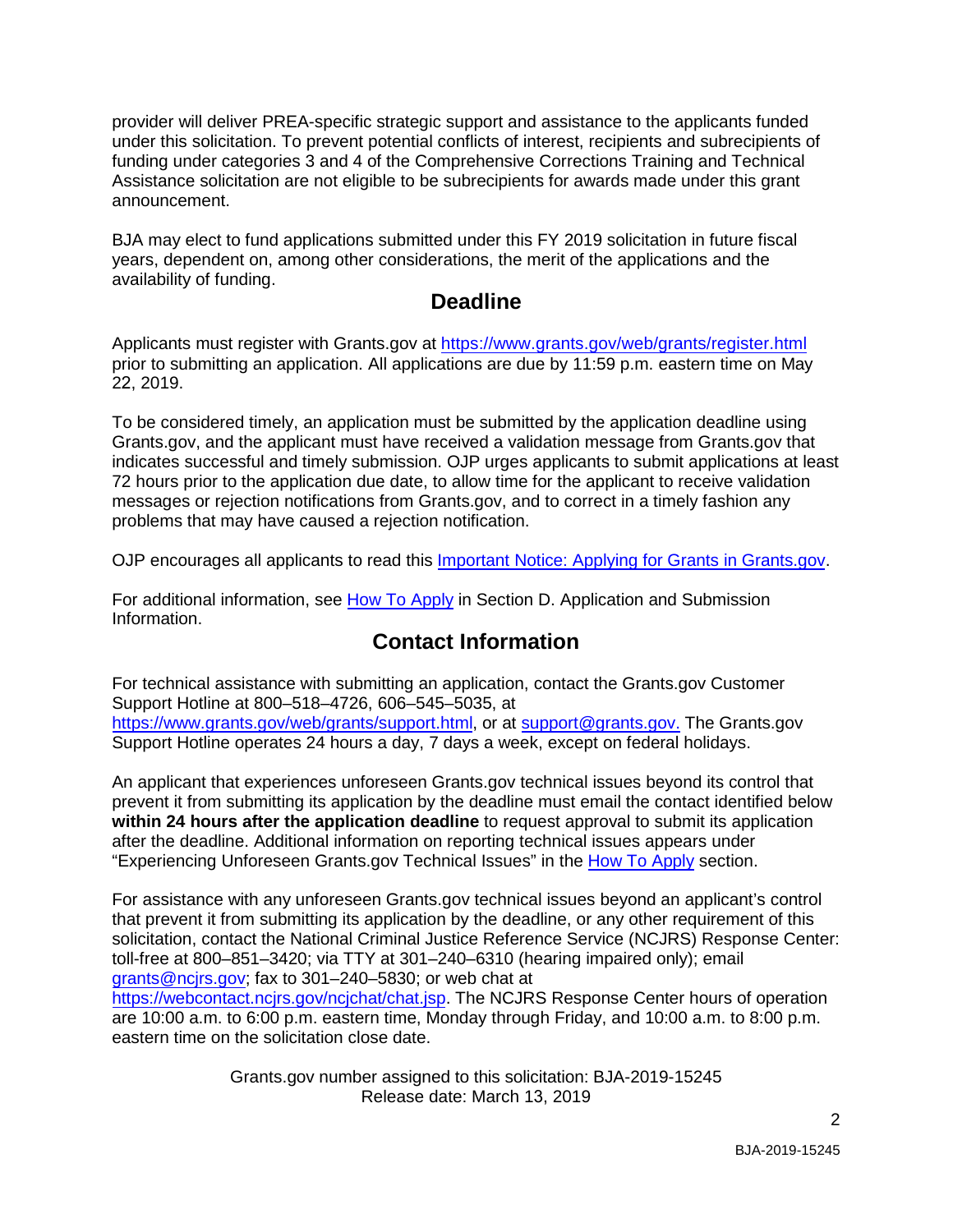provider will deliver PREA-specific strategic support and assistance to the applicants funded under this solicitation. To prevent potential conflicts of interest, recipients and subrecipients of funding under categories 3 and 4 of the Comprehensive Corrections Training and Technical Assistance solicitation are not eligible to be subrecipients for awards made under this grant announcement.

BJA may elect to fund applications submitted under this FY 2019 solicitation in future fiscal years, dependent on, among other considerations, the merit of the applications and the availability of funding.

## Deadline

Applicants must register with Grants.gov at https://www.grants.gov/web/grants/register.html prior to submitting an application. All applications are due by 11:59 p.m. eastern time on May 22, 2019.

To be considered timely, an application must be submitted by the application deadline using Grants.gov, and the applicant must have received a validation message from Grants.gov that indicates successful and timely submission. OJP urges applicants to submit applications at least 72 hours prior to the application due date, to allow time for the applicant to receive validation messages or rejection notifications from Grants.gov, and to correct in a timely fashion any problems that may have caused a rejection notification.

OJP encourages all applicants to read this Important Notice: Applying for Grants in Grants.gov.

For additional information, see How To Apply in Section D. Application and Submission Information.

## Contact Information

For technical assistance with submitting an application, contact the Grants.gov Customer Support Hotline at 800–518–4726, 606–545–5035, at https://www.grants.gov/web/grants/support.html, or at support@grants.gov. The Grants.gov Support Hotline operates 24 hours a day, 7 days a week, except on federal holidays.

An applicant that experiences unforeseen Grants.gov technical issues beyond its control that prevent it from submitting its application by the deadline must email the contact identified below **within 24 hours after the application deadline** to request approval to submit its application after the deadline. Additional information on reporting technical issues appears under "Experiencing Unforeseen Grants.gov Technical Issues" in the How To Apply section.

For assistance with any unforeseen Grants.gov technical issues beyond an applicant's control that prevent it from submitting its application by the deadline, or any other requirement of this solicitation, contact the National Criminal Justice Reference Service (NCJRS) Response Center: toll-free at 800–851–3420; via TTY at 301–240–6310 (hearing impaired only); email grants@ncjrs.gov; fax to 301–240–5830; or web chat at https://webcontact.ncjrs.gov/ncjchat/chat.jsp. The NCJRS Response Center hours of operation are 10:00 a.m. to 6:00 p.m. eastern time, Monday through Friday, and 10:00 a.m. to 8:00 p.m. eastern time on the solicitation close date.

Grants.gov number assigned to this solicitation: BJA-2019-15245
Release date: March 13, 2019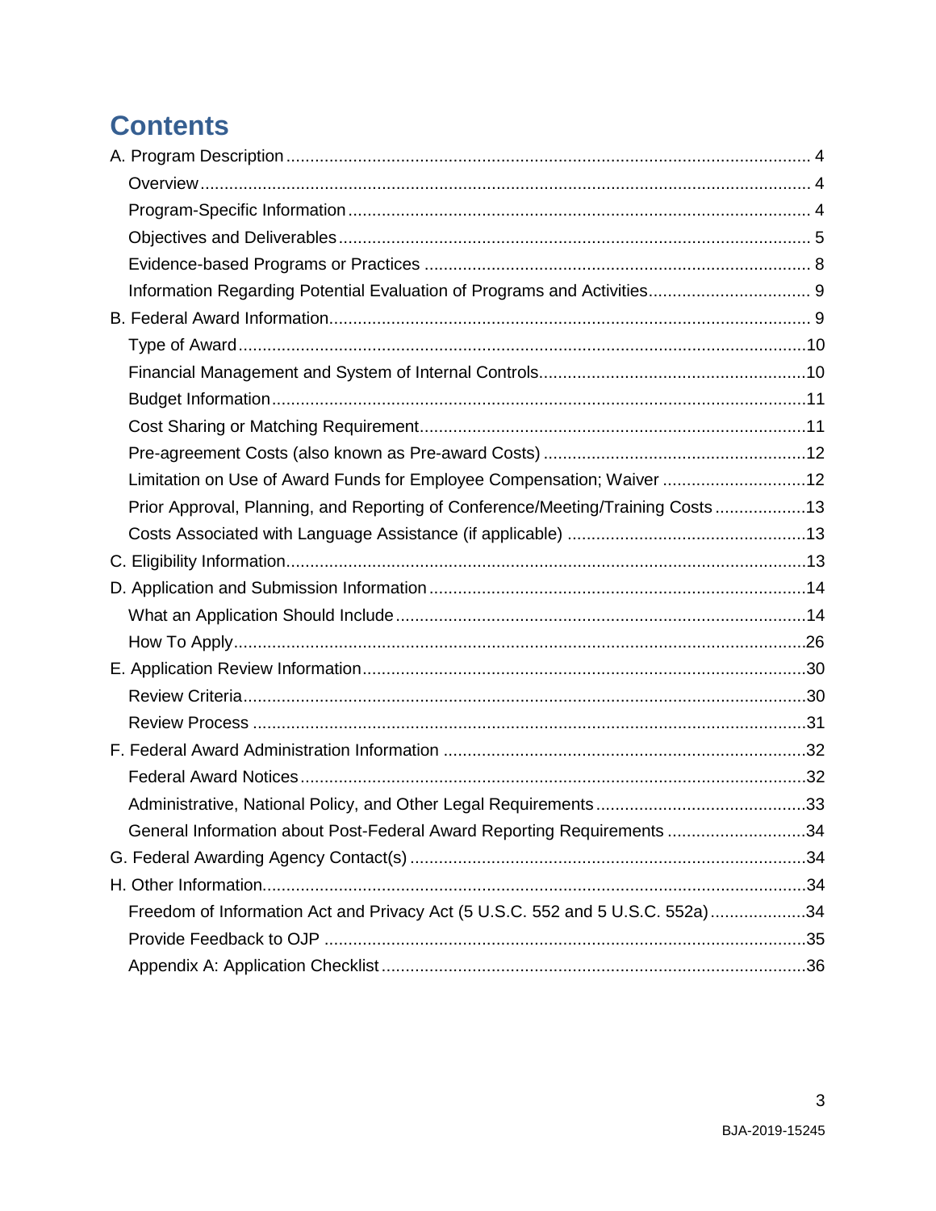# Contents

- A. Program Description ... 4
  - Overview ... 4
  - Program-Specific Information ... 4
  - Objectives and Deliverables ... 5
  - Evidence-based Programs or Practices ... 8
  - Information Regarding Potential Evaluation of Programs and Activities ... 9
- B. Federal Award Information ... 9
  - Type of Award ... 10
  - Financial Management and System of Internal Controls ... 10
  - Budget Information ... 11
  - Cost Sharing or Matching Requirement ... 11
  - Pre-agreement Costs (also known as Pre-award Costs) ... 12
  - Limitation on Use of Award Funds for Employee Compensation; Waiver ... 12
  - Prior Approval, Planning, and Reporting of Conference/Meeting/Training Costs ... 13
  - Costs Associated with Language Assistance (if applicable) ... 13
- C. Eligibility Information ... 13
- D. Application and Submission Information ... 14
  - What an Application Should Include ... 14
  - How To Apply ... 26
- E. Application Review Information ... 30
  - Review Criteria ... 30
  - Review Process ... 31
- F. Federal Award Administration Information ... 32
  - Federal Award Notices ... 32
  - Administrative, National Policy, and Other Legal Requirements ... 33
  - General Information about Post-Federal Award Reporting Requirements ... 34
- G. Federal Awarding Agency Contact(s) ... 34
- H. Other Information ... 34
  - Freedom of Information Act and Privacy Act (5 U.S.C. 552 and 5 U.S.C. 552a) ... 34
  - Provide Feedback to OJP ... 35
  - Appendix A: Application Checklist ... 36

BJA-2019-15245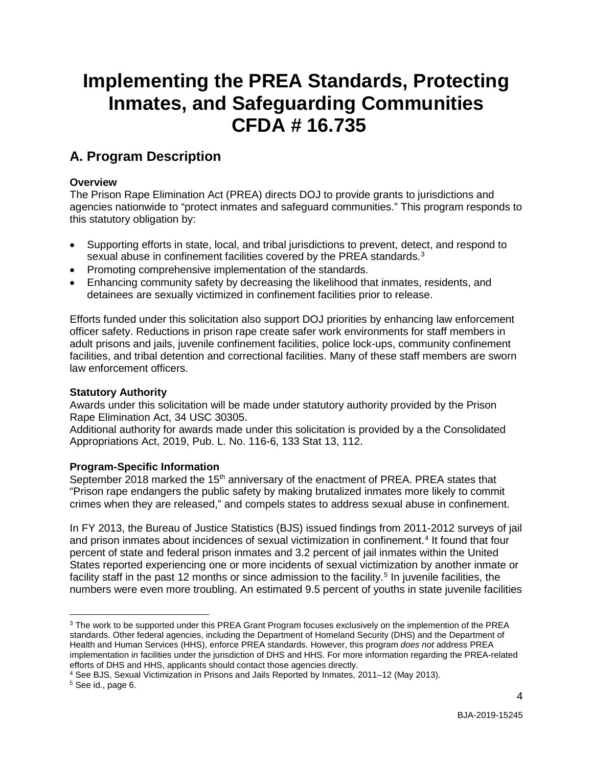# Implementing the PREA Standards, Protecting Inmates, and Safeguarding Communities CFDA # 16.735

## A. Program Description

**Overview**

The Prison Rape Elimination Act (PREA) directs DOJ to provide grants to jurisdictions and agencies nationwide to "protect inmates and safeguard communities." This program responds to this statutory obligation by:

- Supporting efforts in state, local, and tribal jurisdictions to prevent, detect, and respond to sexual abuse in confinement facilities covered by the PREA standards.[3]
- Promoting comprehensive implementation of the standards.
- Enhancing community safety by decreasing the likelihood that inmates, residents, and detainees are sexually victimized in confinement facilities prior to release.

Efforts funded under this solicitation also support DOJ priorities by enhancing law enforcement officer safety. Reductions in prison rape create safer work environments for staff members in adult prisons and jails, juvenile confinement facilities, police lock-ups, community confinement facilities, and tribal detention and correctional facilities. Many of these staff members are sworn law enforcement officers.

**Statutory Authority**

Awards under this solicitation will be made under statutory authority provided by the Prison Rape Elimination Act, 34 USC 30305.
Additional authority for awards made under this solicitation is provided by a the Consolidated Appropriations Act, 2019, Pub. L. No. 116-6, 133 Stat 13, 112.

**Program-Specific Information**

September 2018 marked the 15th anniversary of the enactment of PREA. PREA states that "Prison rape endangers the public safety by making brutalized inmates more likely to commit crimes when they are released," and compels states to address sexual abuse in confinement.

In FY 2013, the Bureau of Justice Statistics (BJS) issued findings from 2011-2012 surveys of jail and prison inmates about incidences of sexual victimization in confinement.[4] It found that four percent of state and federal prison inmates and 3.2 percent of jail inmates within the United States reported experiencing one or more incidents of sexual victimization by another inmate or facility staff in the past 12 months or since admission to the facility.[5] In juvenile facilities, the numbers were even more troubling. An estimated 9.5 percent of youths in state juvenile facilities

---

[3] The work to be supported under this PREA Grant Program focuses exclusively on the implemention of the PREA standards. Other federal agencies, including the Department of Homeland Security (DHS) and the Department of Health and Human Services (HHS), enforce PREA standards. However, this program *does not* address PREA implementation in facilities under the jurisdiction of DHS and HHS. For more information regarding the PREA-related efforts of DHS and HHS, applicants should contact those agencies directly.

[4] See BJS, Sexual Victimization in Prisons and Jails Reported by Inmates, 2011–12 (May 2013).

[5] See id., page 6.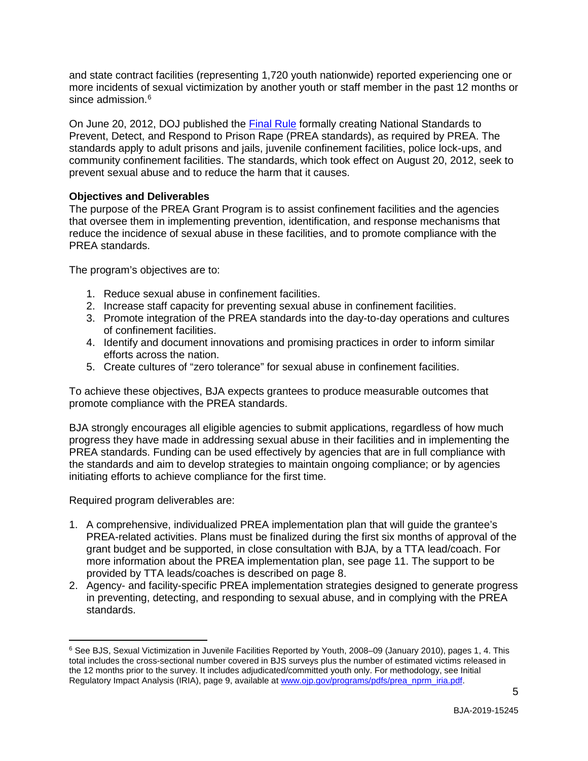and state contract facilities (representing 1,720 youth nationwide) reported experiencing one or more incidents of sexual victimization by another youth or staff member in the past 12 months or since admission.[6]

On June 20, 2012, DOJ published the [Final Rule](#) formally creating National Standards to Prevent, Detect, and Respond to Prison Rape (PREA standards), as required by PREA. The standards apply to adult prisons and jails, juvenile confinement facilities, police lock-ups, and community confinement facilities. The standards, which took effect on August 20, 2012, seek to prevent sexual abuse and to reduce the harm that it causes.

**Objectives and Deliverables**

The purpose of the PREA Grant Program is to assist confinement facilities and the agencies that oversee them in implementing prevention, identification, and response mechanisms that reduce the incidence of sexual abuse in these facilities, and to promote compliance with the PREA standards.

The program's objectives are to:

1. Reduce sexual abuse in confinement facilities.
2. Increase staff capacity for preventing sexual abuse in confinement facilities.
3. Promote integration of the PREA standards into the day-to-day operations and cultures of confinement facilities.
4. Identify and document innovations and promising practices in order to inform similar efforts across the nation.
5. Create cultures of "zero tolerance" for sexual abuse in confinement facilities.

To achieve these objectives, BJA expects grantees to produce measurable outcomes that promote compliance with the PREA standards.

BJA strongly encourages all eligible agencies to submit applications, regardless of how much progress they have made in addressing sexual abuse in their facilities and in implementing the PREA standards. Funding can be used effectively by agencies that are in full compliance with the standards and aim to develop strategies to maintain ongoing compliance; or by agencies initiating efforts to achieve compliance for the first time.

Required program deliverables are:

1. A comprehensive, individualized PREA implementation plan that will guide the grantee's PREA-related activities. Plans must be finalized during the first six months of approval of the grant budget and be supported, in close consultation with BJA, by a TTA lead/coach. For more information about the PREA implementation plan, see page 11. The support to be provided by TTA leads/coaches is described on page 8.
2. Agency- and facility-specific PREA implementation strategies designed to generate progress in preventing, detecting, and responding to sexual abuse, and in complying with the PREA standards.

---

[6] See BJS, Sexual Victimization in Juvenile Facilities Reported by Youth, 2008–09 (January 2010), pages 1, 4. This total includes the cross-sectional number covered in BJS surveys plus the number of estimated victims released in the 12 months prior to the survey. It includes adjudicated/committed youth only. For methodology, see Initial Regulatory Impact Analysis (IRIA), page 9, available at [www.ojp.gov/programs/pdfs/prea_nprm_iria.pdf](www.ojp.gov/programs/pdfs/prea_nprm_iria.pdf).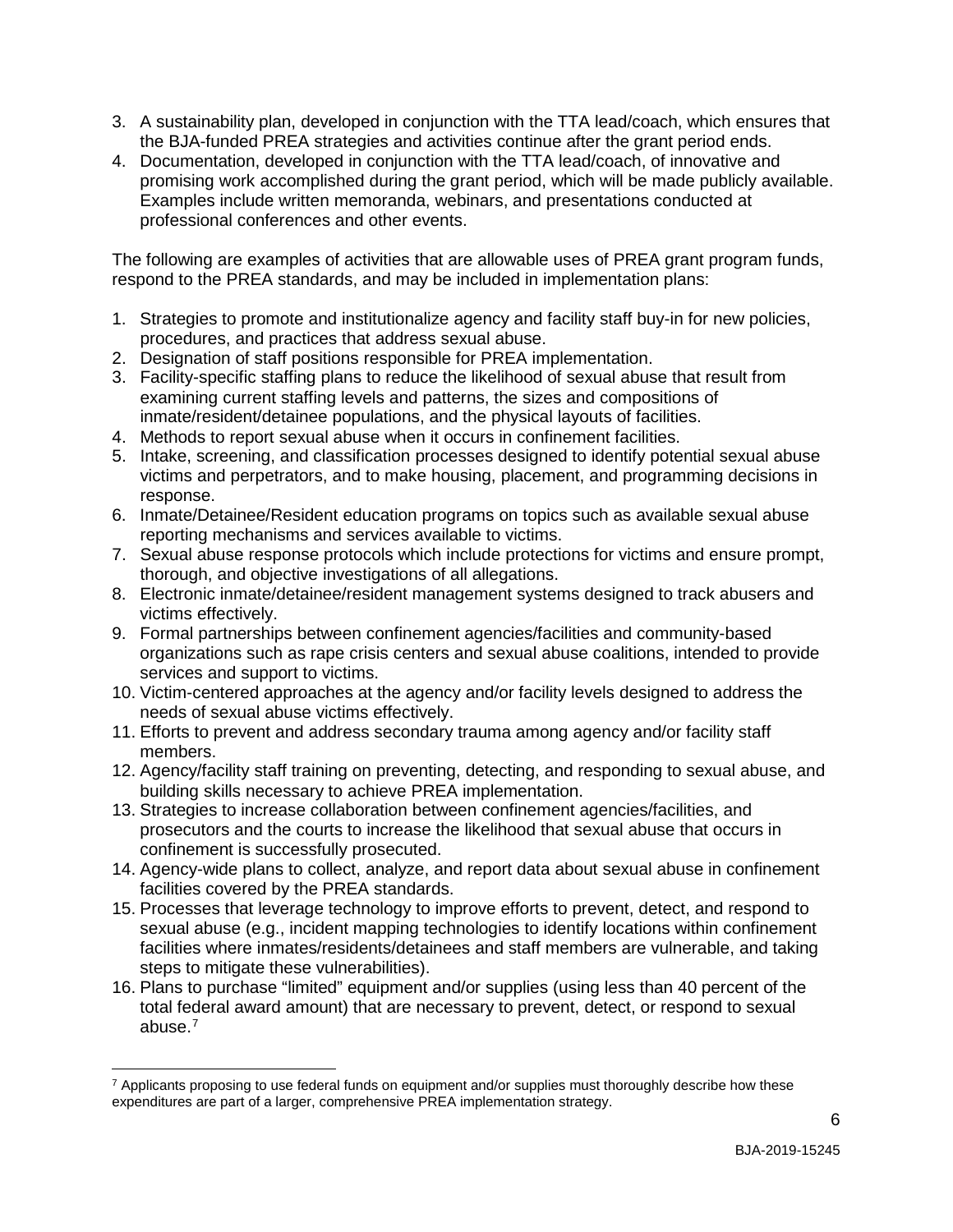3. A sustainability plan, developed in conjunction with the TTA lead/coach, which ensures that the BJA-funded PREA strategies and activities continue after the grant period ends.
4. Documentation, developed in conjunction with the TTA lead/coach, of innovative and promising work accomplished during the grant period, which will be made publicly available. Examples include written memoranda, webinars, and presentations conducted at professional conferences and other events.

The following are examples of activities that are allowable uses of PREA grant program funds, respond to the PREA standards, and may be included in implementation plans:

1. Strategies to promote and institutionalize agency and facility staff buy-in for new policies, procedures, and practices that address sexual abuse.
2. Designation of staff positions responsible for PREA implementation.
3. Facility-specific staffing plans to reduce the likelihood of sexual abuse that result from examining current staffing levels and patterns, the sizes and compositions of inmate/resident/detainee populations, and the physical layouts of facilities.
4. Methods to report sexual abuse when it occurs in confinement facilities.
5. Intake, screening, and classification processes designed to identify potential sexual abuse victims and perpetrators, and to make housing, placement, and programming decisions in response.
6. Inmate/Detainee/Resident education programs on topics such as available sexual abuse reporting mechanisms and services available to victims.
7. Sexual abuse response protocols which include protections for victims and ensure prompt, thorough, and objective investigations of all allegations.
8. Electronic inmate/detainee/resident management systems designed to track abusers and victims effectively.
9. Formal partnerships between confinement agencies/facilities and community-based organizations such as rape crisis centers and sexual abuse coalitions, intended to provide services and support to victims.
10. Victim-centered approaches at the agency and/or facility levels designed to address the needs of sexual abuse victims effectively.
11. Efforts to prevent and address secondary trauma among agency and/or facility staff members.
12. Agency/facility staff training on preventing, detecting, and responding to sexual abuse, and building skills necessary to achieve PREA implementation.
13. Strategies to increase collaboration between confinement agencies/facilities, and prosecutors and the courts to increase the likelihood that sexual abuse that occurs in confinement is successfully prosecuted.
14. Agency-wide plans to collect, analyze, and report data about sexual abuse in confinement facilities covered by the PREA standards.
15. Processes that leverage technology to improve efforts to prevent, detect, and respond to sexual abuse (e.g., incident mapping technologies to identify locations within confinement facilities where inmates/residents/detainees and staff members are vulnerable, and taking steps to mitigate these vulnerabilities).
16. Plans to purchase "limited" equipment and/or supplies (using less than 40 percent of the total federal award amount) that are necessary to prevent, detect, or respond to sexual abuse.[7]

[7] Applicants proposing to use federal funds on equipment and/or supplies must thoroughly describe how these expenditures are part of a larger, comprehensive PREA implementation strategy.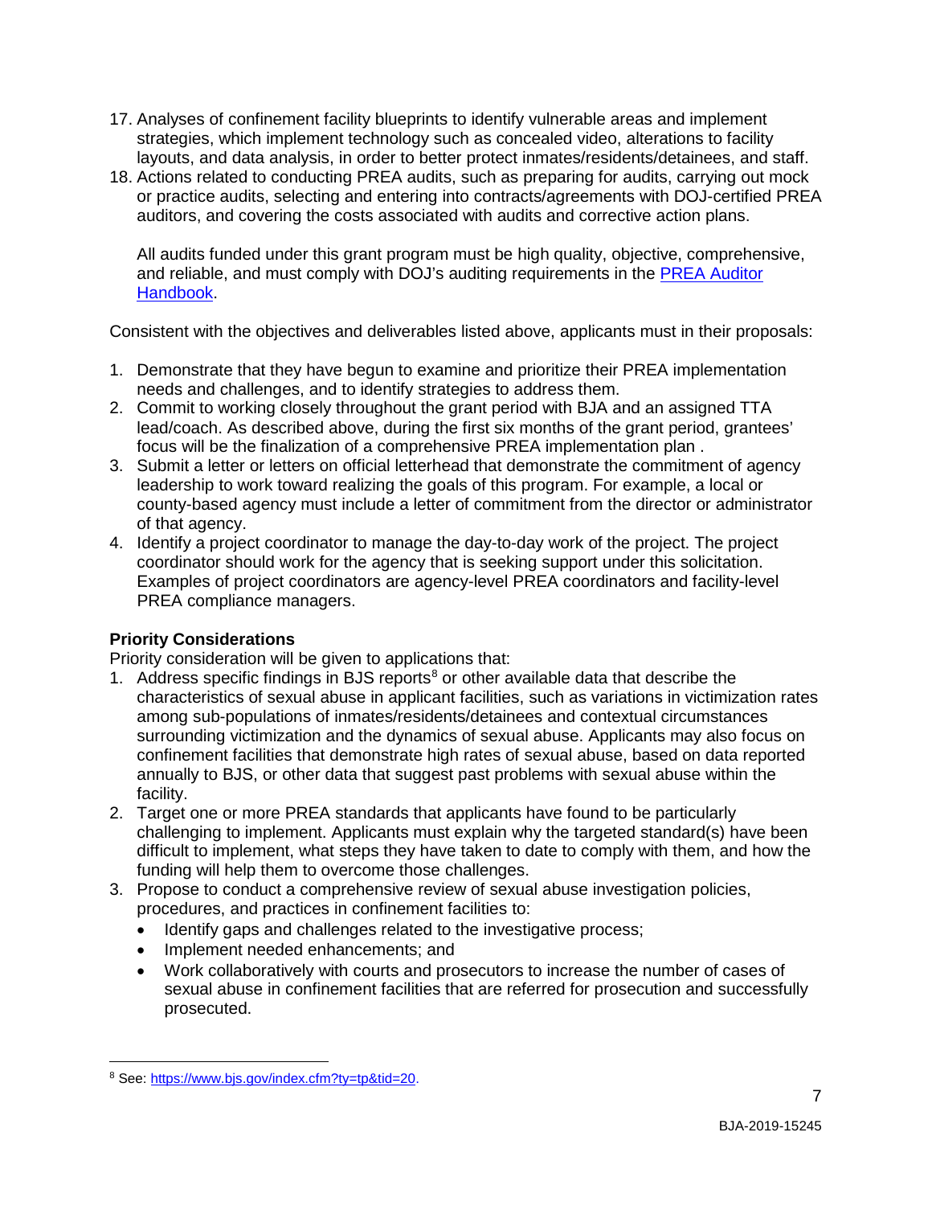17. Analyses of confinement facility blueprints to identify vulnerable areas and implement strategies, which implement technology such as concealed video, alterations to facility layouts, and data analysis, in order to better protect inmates/residents/detainees, and staff.
18. Actions related to conducting PREA audits, such as preparing for audits, carrying out mock or practice audits, selecting and entering into contracts/agreements with DOJ-certified PREA auditors, and covering the costs associated with audits and corrective action plans.

    All audits funded under this grant program must be high quality, objective, comprehensive, and reliable, and must comply with DOJ's auditing requirements in the [PREA Auditor Handbook](#).

Consistent with the objectives and deliverables listed above, applicants must in their proposals:

1. Demonstrate that they have begun to examine and prioritize their PREA implementation needs and challenges, and to identify strategies to address them.
2. Commit to working closely throughout the grant period with BJA and an assigned TTA lead/coach. As described above, during the first six months of the grant period, grantees' focus will be the finalization of a comprehensive PREA implementation plan .
3. Submit a letter or letters on official letterhead that demonstrate the commitment of agency leadership to work toward realizing the goals of this program. For example, a local or county-based agency must include a letter of commitment from the director or administrator of that agency.
4. Identify a project coordinator to manage the day-to-day work of the project. The project coordinator should work for the agency that is seeking support under this solicitation. Examples of project coordinators are agency-level PREA coordinators and facility-level PREA compliance managers.

**Priority Considerations**

Priority consideration will be given to applications that:

1. Address specific findings in BJS reports[8] or other available data that describe the characteristics of sexual abuse in applicant facilities, such as variations in victimization rates among sub-populations of inmates/residents/detainees and contextual circumstances surrounding victimization and the dynamics of sexual abuse. Applicants may also focus on confinement facilities that demonstrate high rates of sexual abuse, based on data reported annually to BJS, or other data that suggest past problems with sexual abuse within the facility.
2. Target one or more PREA standards that applicants have found to be particularly challenging to implement. Applicants must explain why the targeted standard(s) have been difficult to implement, what steps they have taken to date to comply with them, and how the funding will help them to overcome those challenges.
3. Propose to conduct a comprehensive review of sexual abuse investigation policies, procedures, and practices in confinement facilities to:
    - Identify gaps and challenges related to the investigative process;
    - Implement needed enhancements; and
    - Work collaboratively with courts and prosecutors to increase the number of cases of sexual abuse in confinement facilities that are referred for prosecution and successfully prosecuted.

[8] See: https://www.bjs.gov/index.cfm?ty=tp&tid=20.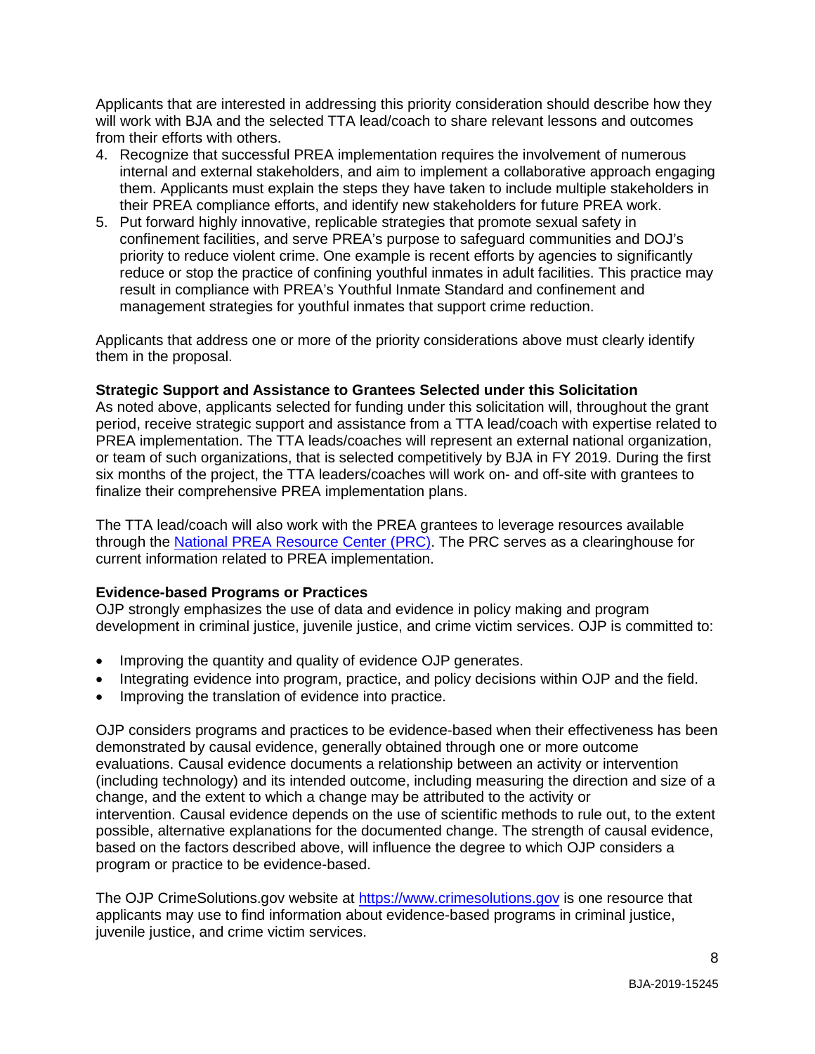Applicants that are interested in addressing this priority consideration should describe how they will work with BJA and the selected TTA lead/coach to share relevant lessons and outcomes from their efforts with others.

4. Recognize that successful PREA implementation requires the involvement of numerous internal and external stakeholders, and aim to implement a collaborative approach engaging them. Applicants must explain the steps they have taken to include multiple stakeholders in their PREA compliance efforts, and identify new stakeholders for future PREA work.
5. Put forward highly innovative, replicable strategies that promote sexual safety in confinement facilities, and serve PREA's purpose to safeguard communities and DOJ's priority to reduce violent crime. One example is recent efforts by agencies to significantly reduce or stop the practice of confining youthful inmates in adult facilities. This practice may result in compliance with PREA's Youthful Inmate Standard and confinement and management strategies for youthful inmates that support crime reduction.

Applicants that address one or more of the priority considerations above must clearly identify them in the proposal.

**Strategic Support and Assistance to Grantees Selected under this Solicitation**

As noted above, applicants selected for funding under this solicitation will, throughout the grant period, receive strategic support and assistance from a TTA lead/coach with expertise related to PREA implementation. The TTA leads/coaches will represent an external national organization, or team of such organizations, that is selected competitively by BJA in FY 2019. During the first six months of the project, the TTA leaders/coaches will work on- and off-site with grantees to finalize their comprehensive PREA implementation plans.

The TTA lead/coach will also work with the PREA grantees to leverage resources available through the National PREA Resource Center (PRC). The PRC serves as a clearinghouse for current information related to PREA implementation.

**Evidence-based Programs or Practices**

OJP strongly emphasizes the use of data and evidence in policy making and program development in criminal justice, juvenile justice, and crime victim services. OJP is committed to:

- Improving the quantity and quality of evidence OJP generates.
- Integrating evidence into program, practice, and policy decisions within OJP and the field.
- Improving the translation of evidence into practice.

OJP considers programs and practices to be evidence-based when their effectiveness has been demonstrated by causal evidence, generally obtained through one or more outcome evaluations. Causal evidence documents a relationship between an activity or intervention (including technology) and its intended outcome, including measuring the direction and size of a change, and the extent to which a change may be attributed to the activity or intervention. Causal evidence depends on the use of scientific methods to rule out, to the extent possible, alternative explanations for the documented change. The strength of causal evidence, based on the factors described above, will influence the degree to which OJP considers a program or practice to be evidence-based.

The OJP CrimeSolutions.gov website at https://www.crimesolutions.gov is one resource that applicants may use to find information about evidence-based programs in criminal justice, juvenile justice, and crime victim services.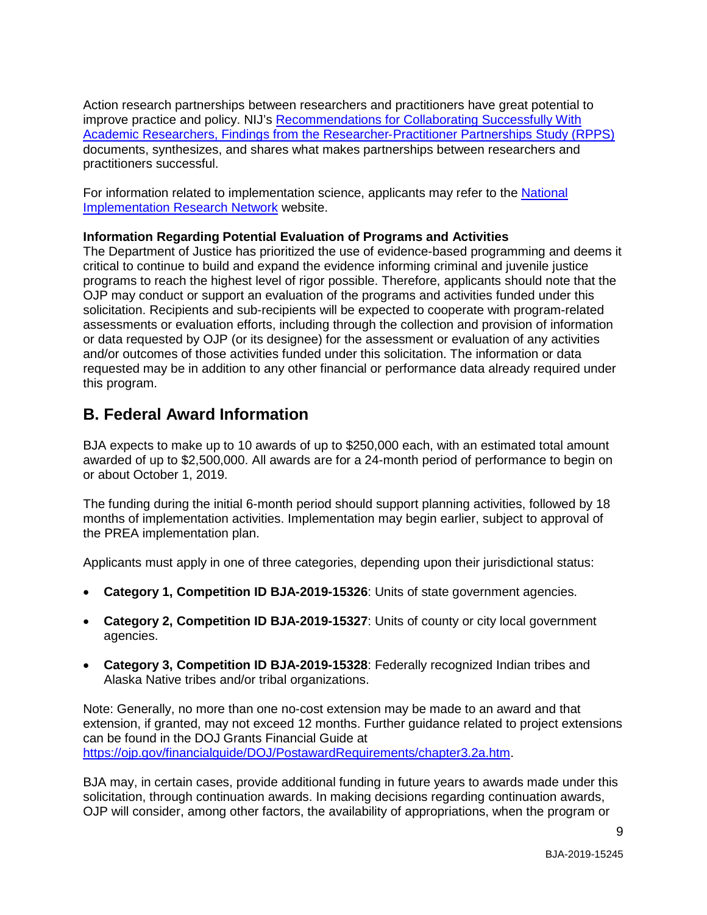Action research partnerships between researchers and practitioners have great potential to improve practice and policy. NIJ's [Recommendations for Collaborating Successfully With Academic Researchers, Findings from the Researcher-Practitioner Partnerships Study (RPPS)](#) documents, synthesizes, and shares what makes partnerships between researchers and practitioners successful.

For information related to implementation science, applicants may refer to the [National Implementation Research Network](#) website.

**Information Regarding Potential Evaluation of Programs and Activities**

The Department of Justice has prioritized the use of evidence-based programming and deems it critical to continue to build and expand the evidence informing criminal and juvenile justice programs to reach the highest level of rigor possible. Therefore, applicants should note that the OJP may conduct or support an evaluation of the programs and activities funded under this solicitation. Recipients and sub-recipients will be expected to cooperate with program-related assessments or evaluation efforts, including through the collection and provision of information or data requested by OJP (or its designee) for the assessment or evaluation of any activities and/or outcomes of those activities funded under this solicitation. The information or data requested may be in addition to any other financial or performance data already required under this program.

## B. Federal Award Information

BJA expects to make up to 10 awards of up to $250,000 each, with an estimated total amount awarded of up to $2,500,000. All awards are for a 24-month period of performance to begin on or about October 1, 2019.

The funding during the initial 6-month period should support planning activities, followed by 18 months of implementation activities. Implementation may begin earlier, subject to approval of the PREA implementation plan.

Applicants must apply in one of three categories, depending upon their jurisdictional status:

- **Category 1, Competition ID BJA-2019-15326**: Units of state government agencies.
- **Category 2, Competition ID BJA-2019-15327**: Units of county or city local government agencies.
- **Category 3, Competition ID BJA-2019-15328**: Federally recognized Indian tribes and Alaska Native tribes and/or tribal organizations.

Note: Generally, no more than one no-cost extension may be made to an award and that extension, if granted, may not exceed 12 months. Further guidance related to project extensions can be found in the DOJ Grants Financial Guide at https://ojp.gov/financialguide/DOJ/PostawardRequirements/chapter3.2a.htm.

BJA may, in certain cases, provide additional funding in future years to awards made under this solicitation, through continuation awards. In making decisions regarding continuation awards, OJP will consider, among other factors, the availability of appropriations, when the program or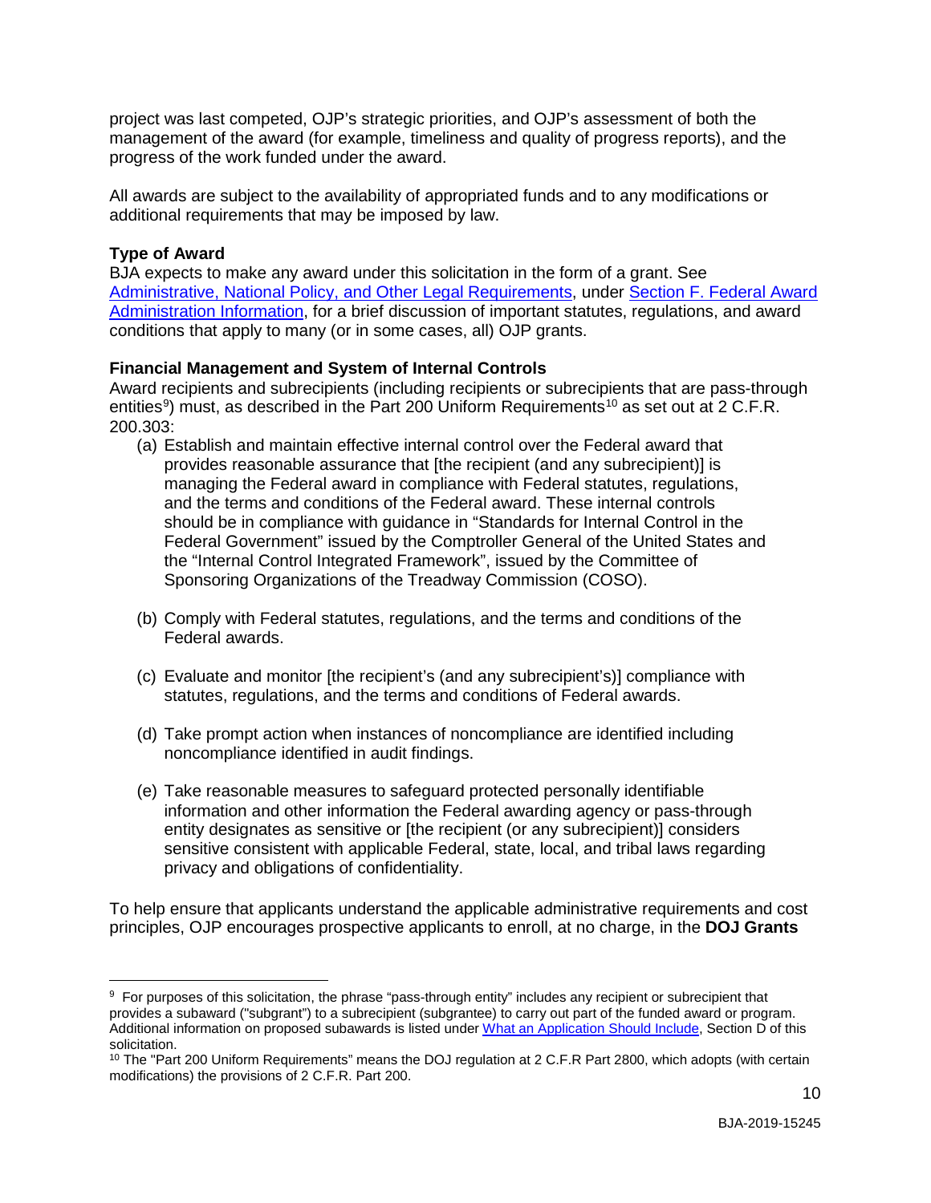project was last competed, OJP's strategic priorities, and OJP's assessment of both the management of the award (for example, timeliness and quality of progress reports), and the progress of the work funded under the award.

All awards are subject to the availability of appropriated funds and to any modifications or additional requirements that may be imposed by law.

**Type of Award**

BJA expects to make any award under this solicitation in the form of a grant. See Administrative, National Policy, and Other Legal Requirements, under Section F. Federal Award Administration Information, for a brief discussion of important statutes, regulations, and award conditions that apply to many (or in some cases, all) OJP grants.

**Financial Management and System of Internal Controls**

Award recipients and subrecipients (including recipients or subrecipients that are pass-through entities[9]) must, as described in the Part 200 Uniform Requirements[10] as set out at 2 C.F.R. 200.303:

(a) Establish and maintain effective internal control over the Federal award that provides reasonable assurance that [the recipient (and any subrecipient)] is managing the Federal award in compliance with Federal statutes, regulations, and the terms and conditions of the Federal award. These internal controls should be in compliance with guidance in "Standards for Internal Control in the Federal Government" issued by the Comptroller General of the United States and the "Internal Control Integrated Framework", issued by the Committee of Sponsoring Organizations of the Treadway Commission (COSO).

(b) Comply with Federal statutes, regulations, and the terms and conditions of the Federal awards.

(c) Evaluate and monitor [the recipient's (and any subrecipient's)] compliance with statutes, regulations, and the terms and conditions of Federal awards.

(d) Take prompt action when instances of noncompliance are identified including noncompliance identified in audit findings.

(e) Take reasonable measures to safeguard protected personally identifiable information and other information the Federal awarding agency or pass-through entity designates as sensitive or [the recipient (or any subrecipient)] considers sensitive consistent with applicable Federal, state, local, and tribal laws regarding privacy and obligations of confidentiality.

To help ensure that applicants understand the applicable administrative requirements and cost principles, OJP encourages prospective applicants to enroll, at no charge, in the **DOJ Grants**

---

[9] For purposes of this solicitation, the phrase "pass-through entity" includes any recipient or subrecipient that provides a subaward ("subgrant") to a subrecipient (subgrantee) to carry out part of the funded award or program. Additional information on proposed subawards is listed under What an Application Should Include, Section D of this solicitation.

[10] The "Part 200 Uniform Requirements" means the DOJ regulation at 2 C.F.R Part 2800, which adopts (with certain modifications) the provisions of 2 C.F.R. Part 200.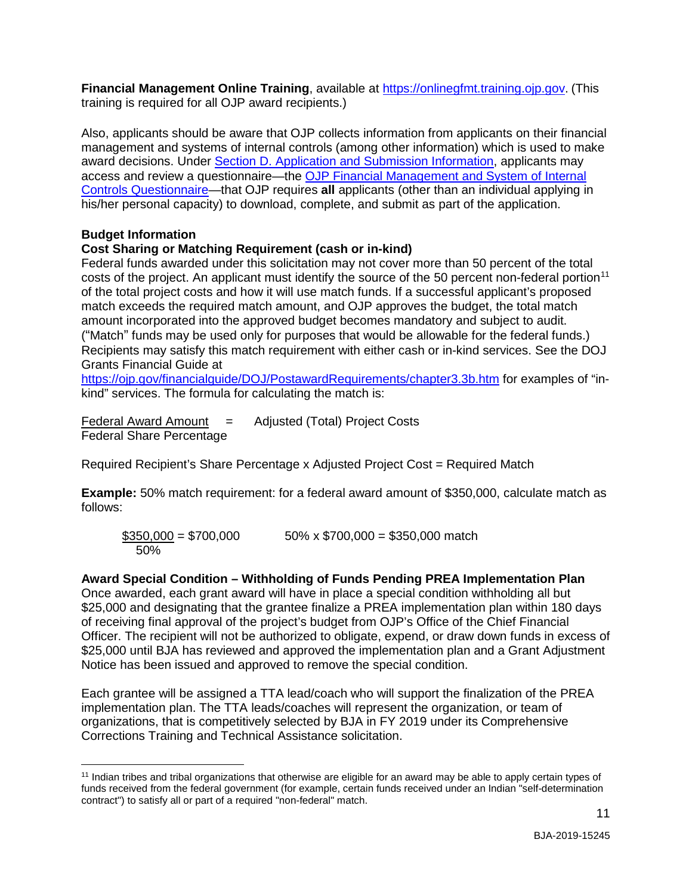**Financial Management Online Training**, available at https://onlinegfmt.training.ojp.gov. (This training is required for all OJP award recipients.)

Also, applicants should be aware that OJP collects information from applicants on their financial management and systems of internal controls (among other information) which is used to make award decisions. Under Section D. Application and Submission Information, applicants may access and review a questionnaire—the OJP Financial Management and System of Internal Controls Questionnaire—that OJP requires **all** applicants (other than an individual applying in his/her personal capacity) to download, complete, and submit as part of the application.

**Budget Information**

**Cost Sharing or Matching Requirement (cash or in-kind)**

Federal funds awarded under this solicitation may not cover more than 50 percent of the total costs of the project. An applicant must identify the source of the 50 percent non-federal portion[11] of the total project costs and how it will use match funds. If a successful applicant's proposed match exceeds the required match amount, and OJP approves the budget, the total match amount incorporated into the approved budget becomes mandatory and subject to audit. ("Match" funds may be used only for purposes that would be allowable for the federal funds.) Recipients may satisfy this match requirement with either cash or in-kind services. See the DOJ Grants Financial Guide at https://ojp.gov/financialguide/DOJ/PostawardRequirements/chapter3.3b.htm for examples of "in-kind" services. The formula for calculating the match is:

$$\frac{\text{Federal Award Amount}}{\text{Federal Share Percentage}} = \text{Adjusted (Total) Project Costs}$$

Required Recipient's Share Percentage x Adjusted Project Cost = Required Match

**Example:** 50% match requirement: for a federal award amount of \$350,000, calculate match as follows:

$$\frac{\$350{,}000}{50\%} = \$700{,}000 \qquad 50\% \times \$700{,}000 = \$350{,}000 \text{ match}$$

**Award Special Condition – Withholding of Funds Pending PREA Implementation Plan**

Once awarded, each grant award will have in place a special condition withholding all but \$25,000 and designating that the grantee finalize a PREA implementation plan within 180 days of receiving final approval of the project's budget from OJP's Office of the Chief Financial Officer. The recipient will not be authorized to obligate, expend, or draw down funds in excess of \$25,000 until BJA has reviewed and approved the implementation plan and a Grant Adjustment Notice has been issued and approved to remove the special condition.

Each grantee will be assigned a TTA lead/coach who will support the finalization of the PREA implementation plan. The TTA leads/coaches will represent the organization, or team of organizations, that is competitively selected by BJA in FY 2019 under its Comprehensive Corrections Training and Technical Assistance solicitation.

---

[11] Indian tribes and tribal organizations that otherwise are eligible for an award may be able to apply certain types of funds received from the federal government (for example, certain funds received under an Indian "self-determination contract") to satisfy all or part of a required "non-federal" match.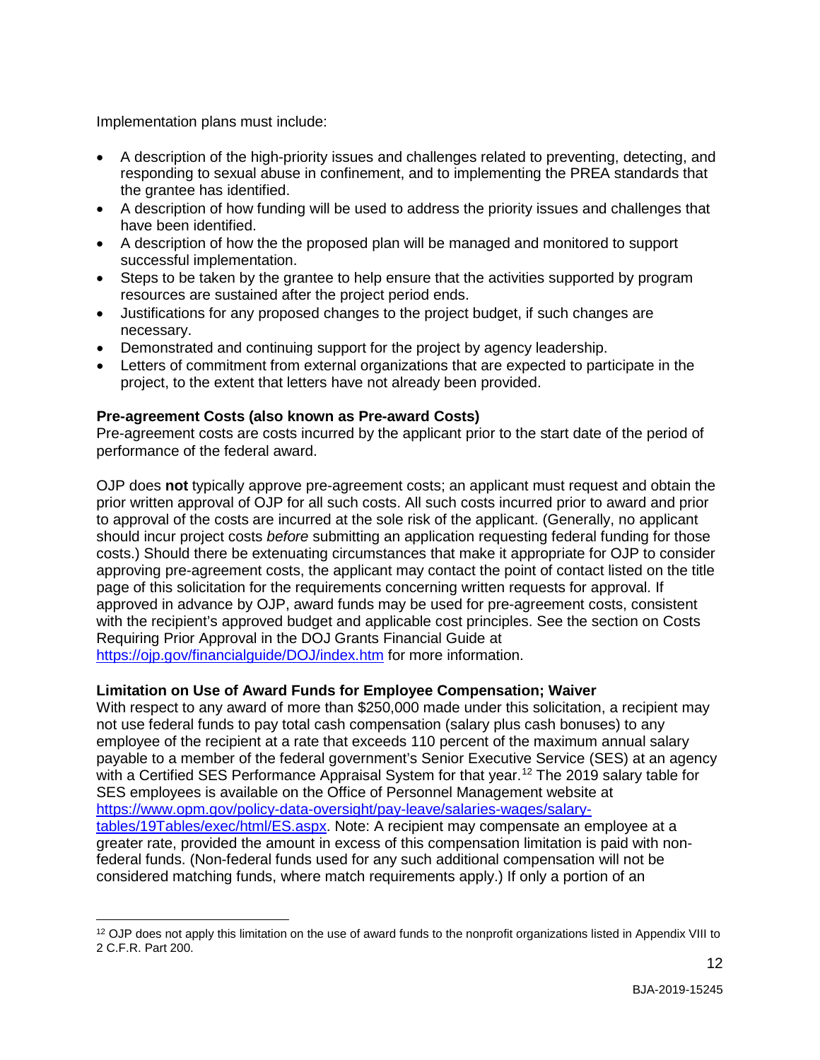Implementation plans must include:

- A description of the high-priority issues and challenges related to preventing, detecting, and responding to sexual abuse in confinement, and to implementing the PREA standards that the grantee has identified.
- A description of how funding will be used to address the priority issues and challenges that have been identified.
- A description of how the the proposed plan will be managed and monitored to support successful implementation.
- Steps to be taken by the grantee to help ensure that the activities supported by program resources are sustained after the project period ends.
- Justifications for any proposed changes to the project budget, if such changes are necessary.
- Demonstrated and continuing support for the project by agency leadership.
- Letters of commitment from external organizations that are expected to participate in the project, to the extent that letters have not already been provided.

**Pre-agreement Costs (also known as Pre-award Costs)**
Pre-agreement costs are costs incurred by the applicant prior to the start date of the period of performance of the federal award.

OJP does **not** typically approve pre-agreement costs; an applicant must request and obtain the prior written approval of OJP for all such costs. All such costs incurred prior to award and prior to approval of the costs are incurred at the sole risk of the applicant. (Generally, no applicant should incur project costs *before* submitting an application requesting federal funding for those costs.) Should there be extenuating circumstances that make it appropriate for OJP to consider approving pre-agreement costs, the applicant may contact the point of contact listed on the title page of this solicitation for the requirements concerning written requests for approval. If approved in advance by OJP, award funds may be used for pre-agreement costs, consistent with the recipient's approved budget and applicable cost principles. See the section on Costs Requiring Prior Approval in the DOJ Grants Financial Guide at https://ojp.gov/financialguide/DOJ/index.htm for more information.

**Limitation on Use of Award Funds for Employee Compensation; Waiver**
With respect to any award of more than $250,000 made under this solicitation, a recipient may not use federal funds to pay total cash compensation (salary plus cash bonuses) to any employee of the recipient at a rate that exceeds 110 percent of the maximum annual salary payable to a member of the federal government's Senior Executive Service (SES) at an agency with a Certified SES Performance Appraisal System for that year.[12] The 2019 salary table for SES employees is available on the Office of Personnel Management website at https://www.opm.gov/policy-data-oversight/pay-leave/salaries-wages/salary-tables/19Tables/exec/html/ES.aspx. Note: A recipient may compensate an employee at a greater rate, provided the amount in excess of this compensation limitation is paid with non-federal funds. (Non-federal funds used for any such additional compensation will not be considered matching funds, where match requirements apply.) If only a portion of an

[12] OJP does not apply this limitation on the use of award funds to the nonprofit organizations listed in Appendix VIII to 2 C.F.R. Part 200.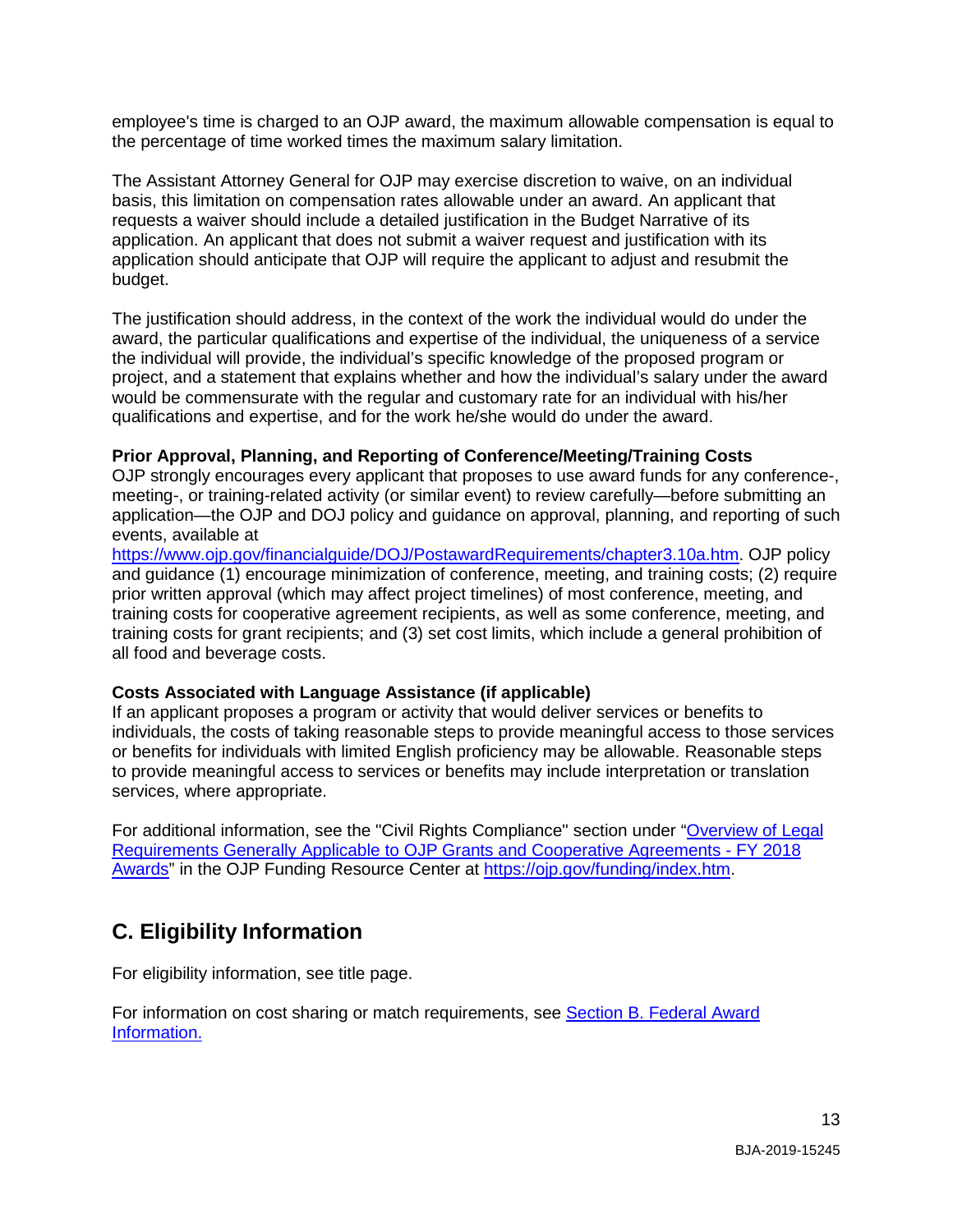employee's time is charged to an OJP award, the maximum allowable compensation is equal to the percentage of time worked times the maximum salary limitation.

The Assistant Attorney General for OJP may exercise discretion to waive, on an individual basis, this limitation on compensation rates allowable under an award. An applicant that requests a waiver should include a detailed justification in the Budget Narrative of its application. An applicant that does not submit a waiver request and justification with its application should anticipate that OJP will require the applicant to adjust and resubmit the budget.

The justification should address, in the context of the work the individual would do under the award, the particular qualifications and expertise of the individual, the uniqueness of a service the individual will provide, the individual's specific knowledge of the proposed program or project, and a statement that explains whether and how the individual's salary under the award would be commensurate with the regular and customary rate for an individual with his/her qualifications and expertise, and for the work he/she would do under the award.

**Prior Approval, Planning, and Reporting of Conference/Meeting/Training Costs**

OJP strongly encourages every applicant that proposes to use award funds for any conference-, meeting-, or training-related activity (or similar event) to review carefully—before submitting an application—the OJP and DOJ policy and guidance on approval, planning, and reporting of such events, available at [https://www.ojp.gov/financialguide/DOJ/PostawardRequirements/chapter3.10a.htm](https://www.ojp.gov/financialguide/DOJ/PostawardRequirements/chapter3.10a.htm). OJP policy and guidance (1) encourage minimization of conference, meeting, and training costs; (2) require prior written approval (which may affect project timelines) of most conference, meeting, and training costs for cooperative agreement recipients, as well as some conference, meeting, and training costs for grant recipients; and (3) set cost limits, which include a general prohibition of all food and beverage costs.

**Costs Associated with Language Assistance (if applicable)**

If an applicant proposes a program or activity that would deliver services or benefits to individuals, the costs of taking reasonable steps to provide meaningful access to those services or benefits for individuals with limited English proficiency may be allowable. Reasonable steps to provide meaningful access to services or benefits may include interpretation or translation services, where appropriate.

For additional information, see the "Civil Rights Compliance" section under "Overview of Legal Requirements Generally Applicable to OJP Grants and Cooperative Agreements - FY 2018 Awards" in the OJP Funding Resource Center at [https://ojp.gov/funding/index.htm](https://ojp.gov/funding/index.htm).

## C. Eligibility Information

For eligibility information, see title page.

For information on cost sharing or match requirements, see Section B. Federal Award Information.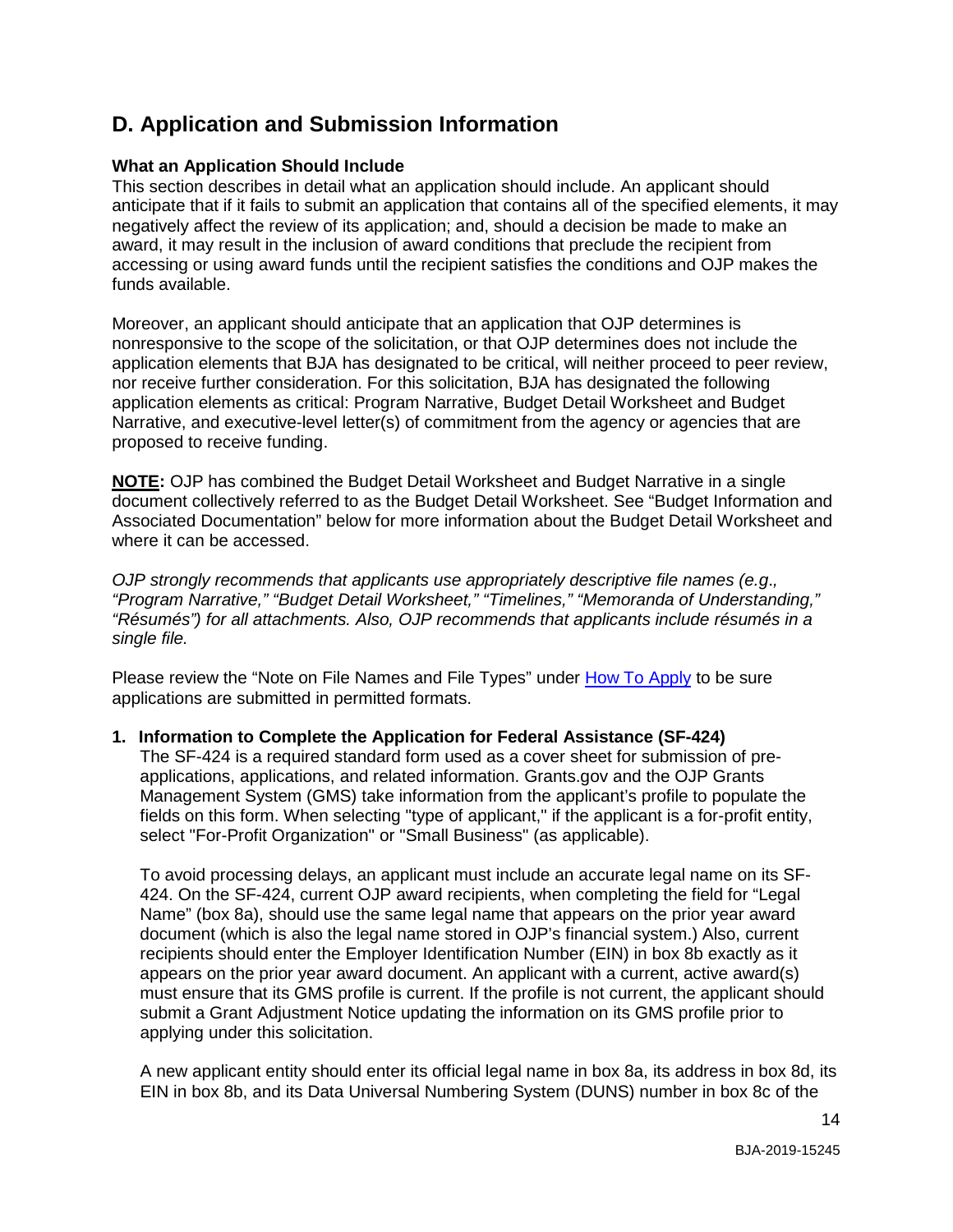## D. Application and Submission Information

**What an Application Should Include**

This section describes in detail what an application should include. An applicant should anticipate that if it fails to submit an application that contains all of the specified elements, it may negatively affect the review of its application; and, should a decision be made to make an award, it may result in the inclusion of award conditions that preclude the recipient from accessing or using award funds until the recipient satisfies the conditions and OJP makes the funds available.

Moreover, an applicant should anticipate that an application that OJP determines is nonresponsive to the scope of the solicitation, or that OJP determines does not include the application elements that BJA has designated to be critical, will neither proceed to peer review, nor receive further consideration. For this solicitation, BJA has designated the following application elements as critical: Program Narrative, Budget Detail Worksheet and Budget Narrative, and executive-level letter(s) of commitment from the agency or agencies that are proposed to receive funding.

**NOTE:** OJP has combined the Budget Detail Worksheet and Budget Narrative in a single document collectively referred to as the Budget Detail Worksheet. See "Budget Information and Associated Documentation" below for more information about the Budget Detail Worksheet and where it can be accessed.

*OJP strongly recommends that applicants use appropriately descriptive file names (e.g., "Program Narrative," "Budget Detail Worksheet," "Timelines," "Memoranda of Understanding," "Résumés") for all attachments. Also, OJP recommends that applicants include résumés in a single file.*

Please review the "Note on File Names and File Types" under How To Apply to be sure applications are submitted in permitted formats.

1. **Information to Complete the Application for Federal Assistance (SF-424)**

   The SF-424 is a required standard form used as a cover sheet for submission of pre-applications, applications, and related information. Grants.gov and the OJP Grants Management System (GMS) take information from the applicant's profile to populate the fields on this form. When selecting "type of applicant," if the applicant is a for-profit entity, select "For-Profit Organization" or "Small Business" (as applicable).

   To avoid processing delays, an applicant must include an accurate legal name on its SF-424. On the SF-424, current OJP award recipients, when completing the field for "Legal Name" (box 8a), should use the same legal name that appears on the prior year award document (which is also the legal name stored in OJP's financial system.) Also, current recipients should enter the Employer Identification Number (EIN) in box 8b exactly as it appears on the prior year award document. An applicant with a current, active award(s) must ensure that its GMS profile is current. If the profile is not current, the applicant should submit a Grant Adjustment Notice updating the information on its GMS profile prior to applying under this solicitation.

   A new applicant entity should enter its official legal name in box 8a, its address in box 8d, its EIN in box 8b, and its Data Universal Numbering System (DUNS) number in box 8c of the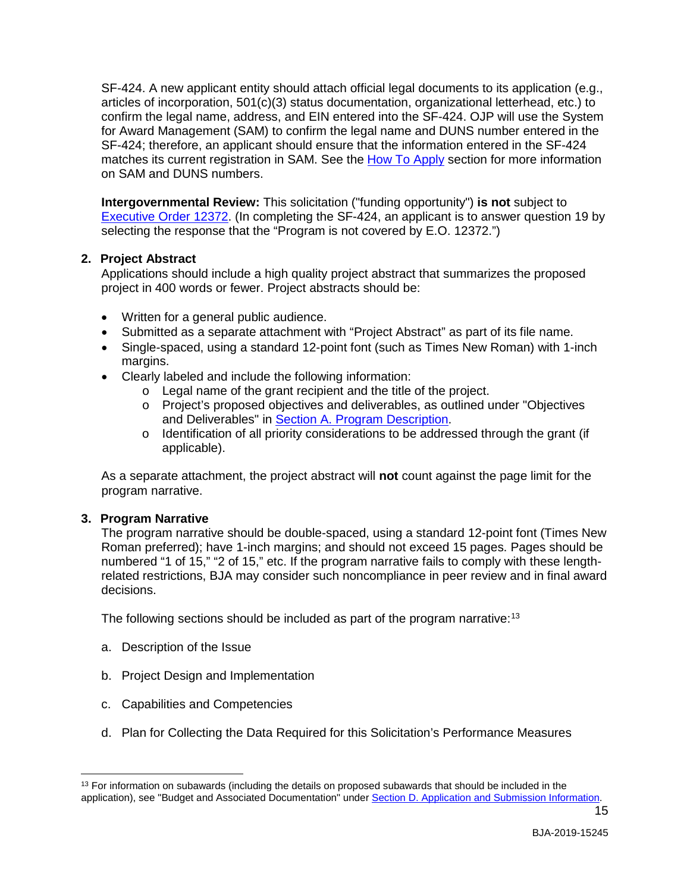SF-424. A new applicant entity should attach official legal documents to its application (e.g., articles of incorporation, 501(c)(3) status documentation, organizational letterhead, etc.) to confirm the legal name, address, and EIN entered into the SF-424. OJP will use the System for Award Management (SAM) to confirm the legal name and DUNS number entered in the SF-424; therefore, an applicant should ensure that the information entered in the SF-424 matches its current registration in SAM. See the How To Apply section for more information on SAM and DUNS numbers.

**Intergovernmental Review:** This solicitation ("funding opportunity") **is not** subject to Executive Order 12372. (In completing the SF-424, an applicant is to answer question 19 by selecting the response that the "Program is not covered by E.O. 12372.")

### 2. Project Abstract

Applications should include a high quality project abstract that summarizes the proposed project in 400 words or fewer. Project abstracts should be:

- Written for a general public audience.
- Submitted as a separate attachment with "Project Abstract" as part of its file name.
- Single-spaced, using a standard 12-point font (such as Times New Roman) with 1-inch margins.
- Clearly labeled and include the following information:
  - Legal name of the grant recipient and the title of the project.
  - Project's proposed objectives and deliverables, as outlined under "Objectives and Deliverables" in Section A. Program Description.
  - Identification of all priority considerations to be addressed through the grant (if applicable).

As a separate attachment, the project abstract will **not** count against the page limit for the program narrative.

### 3. Program Narrative

The program narrative should be double-spaced, using a standard 12-point font (Times New Roman preferred); have 1-inch margins; and should not exceed 15 pages. Pages should be numbered "1 of 15," "2 of 15," etc. If the program narrative fails to comply with these length-related restrictions, BJA may consider such noncompliance in peer review and in final award decisions.

The following sections should be included as part of the program narrative:[13]

a. Description of the Issue

b. Project Design and Implementation

c. Capabilities and Competencies

d. Plan for Collecting the Data Required for this Solicitation's Performance Measures

[13] For information on subawards (including the details on proposed subawards that should be included in the application), see "Budget and Associated Documentation" under Section D. Application and Submission Information.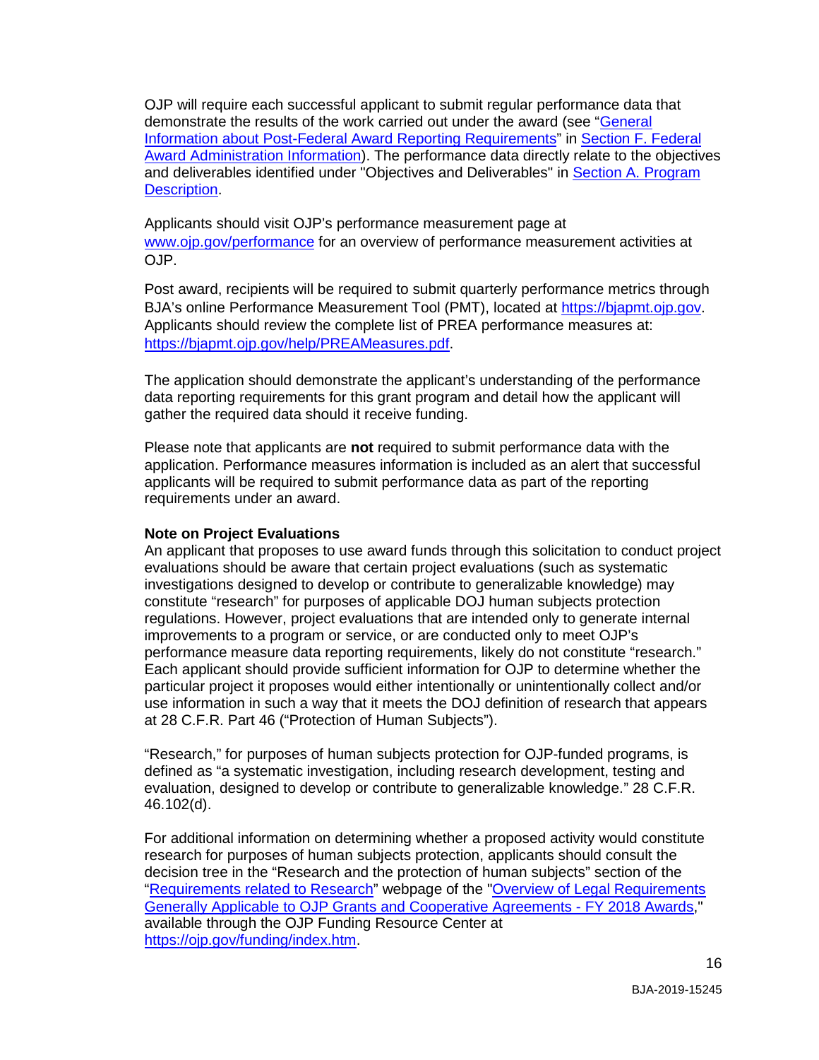OJP will require each successful applicant to submit regular performance data that demonstrate the results of the work carried out under the award (see "General Information about Post-Federal Award Reporting Requirements" in Section F. Federal Award Administration Information). The performance data directly relate to the objectives and deliverables identified under "Objectives and Deliverables" in Section A. Program Description.

Applicants should visit OJP's performance measurement page at www.ojp.gov/performance for an overview of performance measurement activities at OJP.

Post award, recipients will be required to submit quarterly performance metrics through BJA's online Performance Measurement Tool (PMT), located at https://bjapmt.ojp.gov. Applicants should review the complete list of PREA performance measures at: https://bjapmt.ojp.gov/help/PREAMeasures.pdf.

The application should demonstrate the applicant's understanding of the performance data reporting requirements for this grant program and detail how the applicant will gather the required data should it receive funding.

Please note that applicants are **not** required to submit performance data with the application. Performance measures information is included as an alert that successful applicants will be required to submit performance data as part of the reporting requirements under an award.

**Note on Project Evaluations**

An applicant that proposes to use award funds through this solicitation to conduct project evaluations should be aware that certain project evaluations (such as systematic investigations designed to develop or contribute to generalizable knowledge) may constitute "research" for purposes of applicable DOJ human subjects protection regulations. However, project evaluations that are intended only to generate internal improvements to a program or service, or are conducted only to meet OJP's performance measure data reporting requirements, likely do not constitute "research." Each applicant should provide sufficient information for OJP to determine whether the particular project it proposes would either intentionally or unintentionally collect and/or use information in such a way that it meets the DOJ definition of research that appears at 28 C.F.R. Part 46 ("Protection of Human Subjects").

"Research," for purposes of human subjects protection for OJP-funded programs, is defined as "a systematic investigation, including research development, testing and evaluation, designed to develop or contribute to generalizable knowledge." 28 C.F.R. 46.102(d).

For additional information on determining whether a proposed activity would constitute research for purposes of human subjects protection, applicants should consult the decision tree in the "Research and the protection of human subjects" section of the "Requirements related to Research" webpage of the "Overview of Legal Requirements Generally Applicable to OJP Grants and Cooperative Agreements - FY 2018 Awards," available through the OJP Funding Resource Center at https://ojp.gov/funding/index.htm.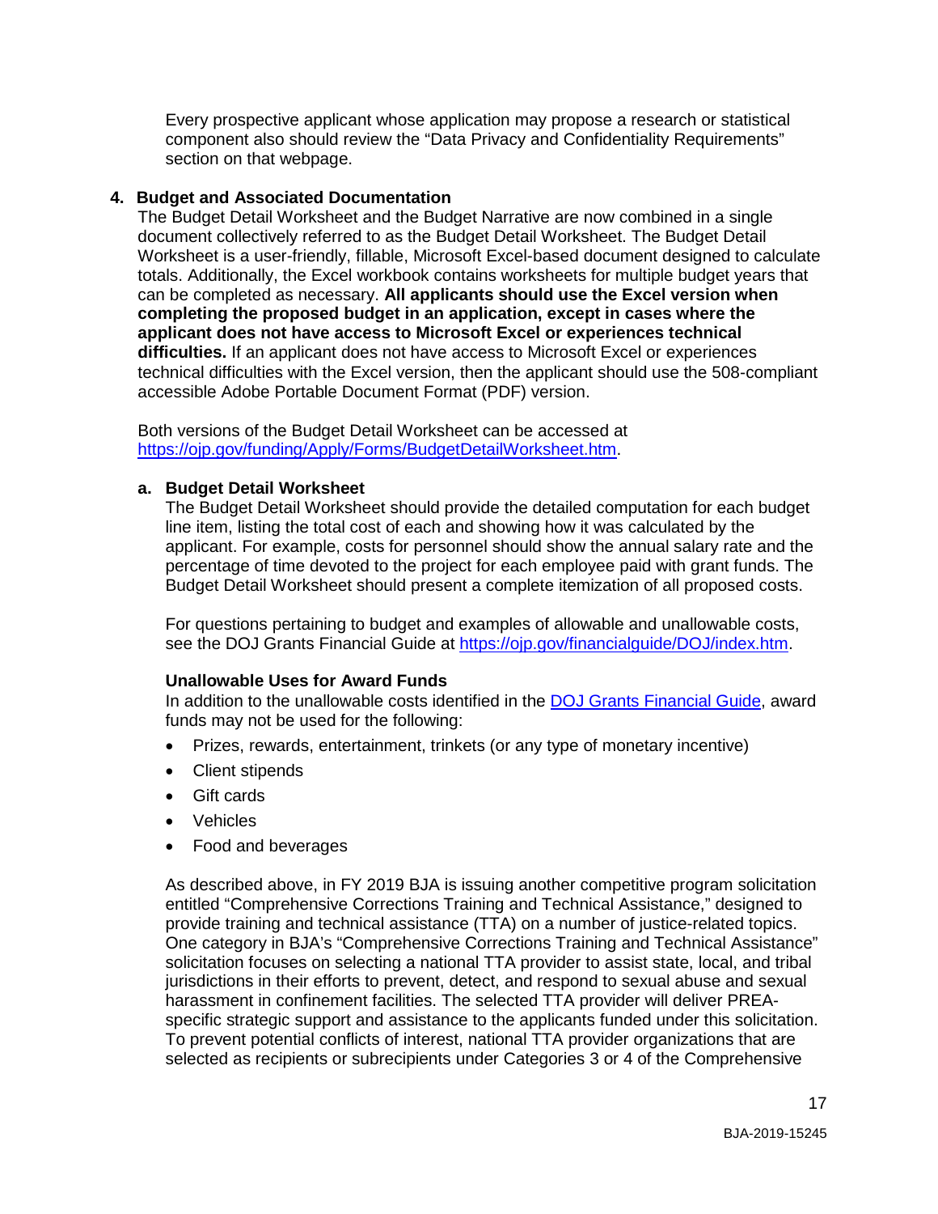Every prospective applicant whose application may propose a research or statistical component also should review the "Data Privacy and Confidentiality Requirements" section on that webpage.

### 4. Budget and Associated Documentation

The Budget Detail Worksheet and the Budget Narrative are now combined in a single document collectively referred to as the Budget Detail Worksheet. The Budget Detail Worksheet is a user-friendly, fillable, Microsoft Excel-based document designed to calculate totals. Additionally, the Excel workbook contains worksheets for multiple budget years that can be completed as necessary. **All applicants should use the Excel version when completing the proposed budget in an application, except in cases where the applicant does not have access to Microsoft Excel or experiences technical difficulties.** If an applicant does not have access to Microsoft Excel or experiences technical difficulties with the Excel version, then the applicant should use the 508-compliant accessible Adobe Portable Document Format (PDF) version.

Both versions of the Budget Detail Worksheet can be accessed at https://ojp.gov/funding/Apply/Forms/BudgetDetailWorksheet.htm.

#### a. Budget Detail Worksheet

The Budget Detail Worksheet should provide the detailed computation for each budget line item, listing the total cost of each and showing how it was calculated by the applicant. For example, costs for personnel should show the annual salary rate and the percentage of time devoted to the project for each employee paid with grant funds. The Budget Detail Worksheet should present a complete itemization of all proposed costs.

For questions pertaining to budget and examples of allowable and unallowable costs, see the DOJ Grants Financial Guide at https://ojp.gov/financialguide/DOJ/index.htm.

**Unallowable Uses for Award Funds**

In addition to the unallowable costs identified in the DOJ Grants Financial Guide, award funds may not be used for the following:

- Prizes, rewards, entertainment, trinkets (or any type of monetary incentive)
- Client stipends
- Gift cards
- Vehicles
- Food and beverages

As described above, in FY 2019 BJA is issuing another competitive program solicitation entitled "Comprehensive Corrections Training and Technical Assistance," designed to provide training and technical assistance (TTA) on a number of justice-related topics. One category in BJA's "Comprehensive Corrections Training and Technical Assistance" solicitation focuses on selecting a national TTA provider to assist state, local, and tribal jurisdictions in their efforts to prevent, detect, and respond to sexual abuse and sexual harassment in confinement facilities. The selected TTA provider will deliver PREA-specific strategic support and assistance to the applicants funded under this solicitation. To prevent potential conflicts of interest, national TTA provider organizations that are selected as recipients or subrecipients under Categories 3 or 4 of the Comprehensive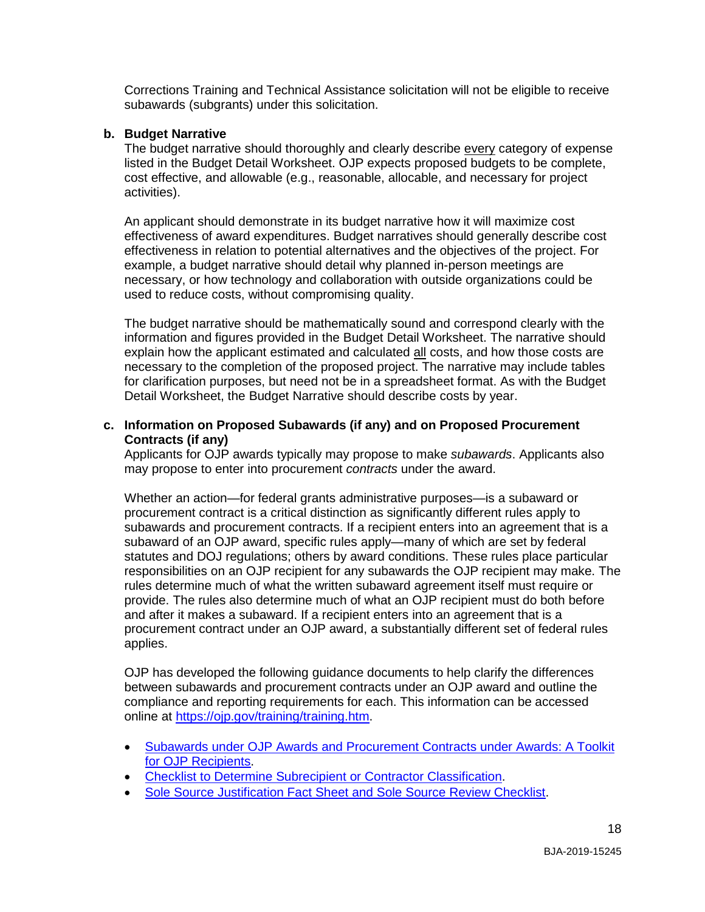Corrections Training and Technical Assistance solicitation will not be eligible to receive subawards (subgrants) under this solicitation.

**b. Budget Narrative**

The budget narrative should thoroughly and clearly describe every category of expense listed in the Budget Detail Worksheet. OJP expects proposed budgets to be complete, cost effective, and allowable (e.g., reasonable, allocable, and necessary for project activities).

An applicant should demonstrate in its budget narrative how it will maximize cost effectiveness of award expenditures. Budget narratives should generally describe cost effectiveness in relation to potential alternatives and the objectives of the project. For example, a budget narrative should detail why planned in-person meetings are necessary, or how technology and collaboration with outside organizations could be used to reduce costs, without compromising quality.

The budget narrative should be mathematically sound and correspond clearly with the information and figures provided in the Budget Detail Worksheet. The narrative should explain how the applicant estimated and calculated all costs, and how those costs are necessary to the completion of the proposed project. The narrative may include tables for clarification purposes, but need not be in a spreadsheet format. As with the Budget Detail Worksheet, the Budget Narrative should describe costs by year.

**c. Information on Proposed Subawards (if any) and on Proposed Procurement Contracts (if any)**

Applicants for OJP awards typically may propose to make *subawards*. Applicants also may propose to enter into procurement *contracts* under the award.

Whether an action—for federal grants administrative purposes—is a subaward or procurement contract is a critical distinction as significantly different rules apply to subawards and procurement contracts. If a recipient enters into an agreement that is a subaward of an OJP award, specific rules apply—many of which are set by federal statutes and DOJ regulations; others by award conditions. These rules place particular responsibilities on an OJP recipient for any subawards the OJP recipient may make. The rules determine much of what the written subaward agreement itself must require or provide. The rules also determine much of what an OJP recipient must do both before and after it makes a subaward. If a recipient enters into an agreement that is a procurement contract under an OJP award, a substantially different set of federal rules applies.

OJP has developed the following guidance documents to help clarify the differences between subawards and procurement contracts under an OJP award and outline the compliance and reporting requirements for each. This information can be accessed online at https://ojp.gov/training/training.htm.

- Subawards under OJP Awards and Procurement Contracts under Awards: A Toolkit for OJP Recipients.
- Checklist to Determine Subrecipient or Contractor Classification.
- Sole Source Justification Fact Sheet and Sole Source Review Checklist.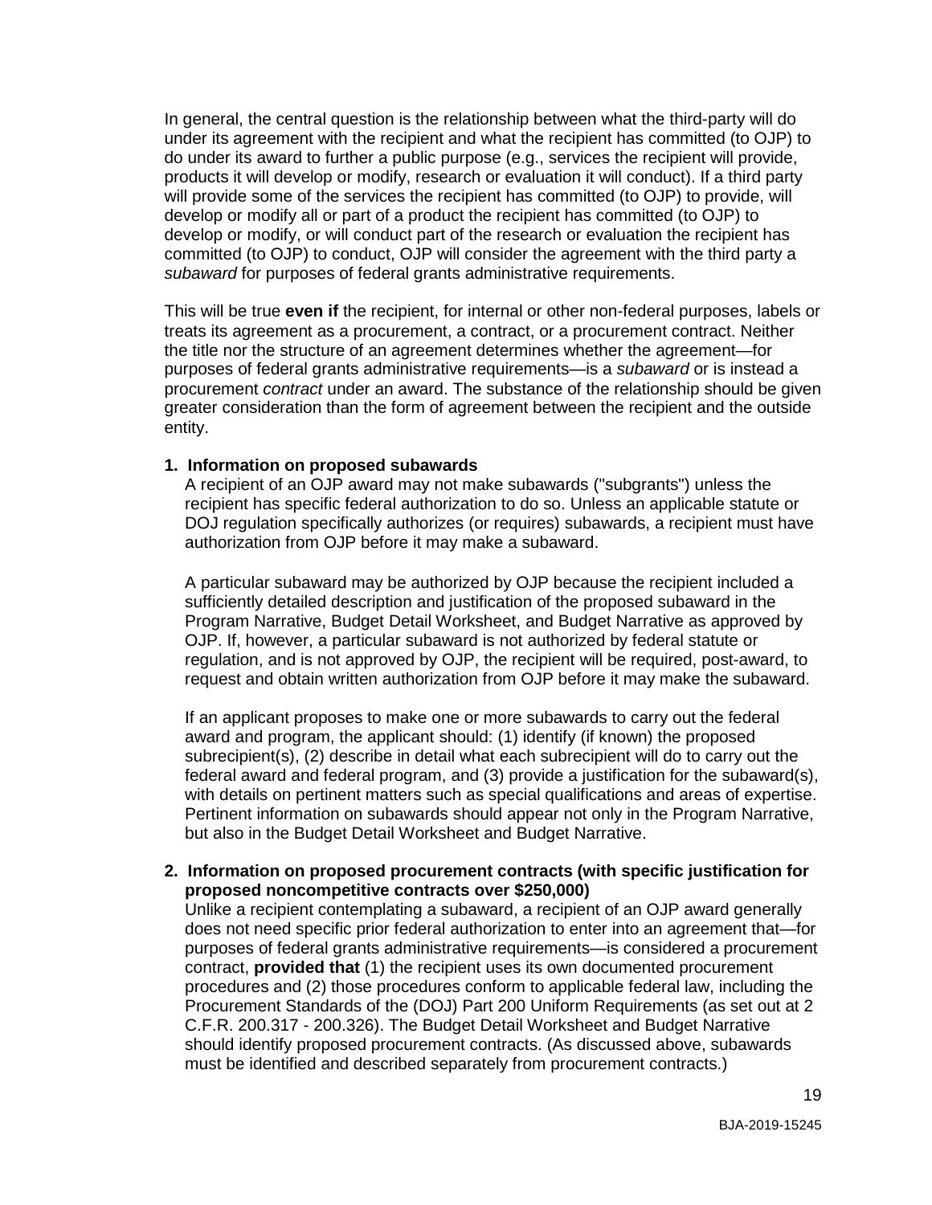In general, the central question is the relationship between what the third-party will do under its agreement with the recipient and what the recipient has committed (to OJP) to do under its award to further a public purpose (e.g., services the recipient will provide, products it will develop or modify, research or evaluation it will conduct). If a third party will provide some of the services the recipient has committed (to OJP) to provide, will develop or modify all or part of a product the recipient has committed (to OJP) to develop or modify, or will conduct part of the research or evaluation the recipient has committed (to OJP) to conduct, OJP will consider the agreement with the third party a *subaward* for purposes of federal grants administrative requirements.

This will be true **even if** the recipient, for internal or other non-federal purposes, labels or treats its agreement as a procurement, a contract, or a procurement contract. Neither the title nor the structure of an agreement determines whether the agreement—for purposes of federal grants administrative requirements—is a *subaward* or is instead a procurement *contract* under an award. The substance of the relationship should be given greater consideration than the form of agreement between the recipient and the outside entity.

**1. Information on proposed subawards**

A recipient of an OJP award may not make subawards ("subgrants") unless the recipient has specific federal authorization to do so. Unless an applicable statute or DOJ regulation specifically authorizes (or requires) subawards, a recipient must have authorization from OJP before it may make a subaward.

A particular subaward may be authorized by OJP because the recipient included a sufficiently detailed description and justification of the proposed subaward in the Program Narrative, Budget Detail Worksheet, and Budget Narrative as approved by OJP. If, however, a particular subaward is not authorized by federal statute or regulation, and is not approved by OJP, the recipient will be required, post-award, to request and obtain written authorization from OJP before it may make the subaward.

If an applicant proposes to make one or more subawards to carry out the federal award and program, the applicant should: (1) identify (if known) the proposed subrecipient(s), (2) describe in detail what each subrecipient will do to carry out the federal award and federal program, and (3) provide a justification for the subaward(s), with details on pertinent matters such as special qualifications and areas of expertise. Pertinent information on subawards should appear not only in the Program Narrative, but also in the Budget Detail Worksheet and Budget Narrative.

**2. Information on proposed procurement contracts (with specific justification for proposed noncompetitive contracts over $250,000)**

Unlike a recipient contemplating a subaward, a recipient of an OJP award generally does not need specific prior federal authorization to enter into an agreement that—for purposes of federal grants administrative requirements—is considered a procurement contract, **provided that** (1) the recipient uses its own documented procurement procedures and (2) those procedures conform to applicable federal law, including the Procurement Standards of the (DOJ) Part 200 Uniform Requirements (as set out at 2 C.F.R. 200.317 - 200.326). The Budget Detail Worksheet and Budget Narrative should identify proposed procurement contracts. (As discussed above, subawards must be identified and described separately from procurement contracts.)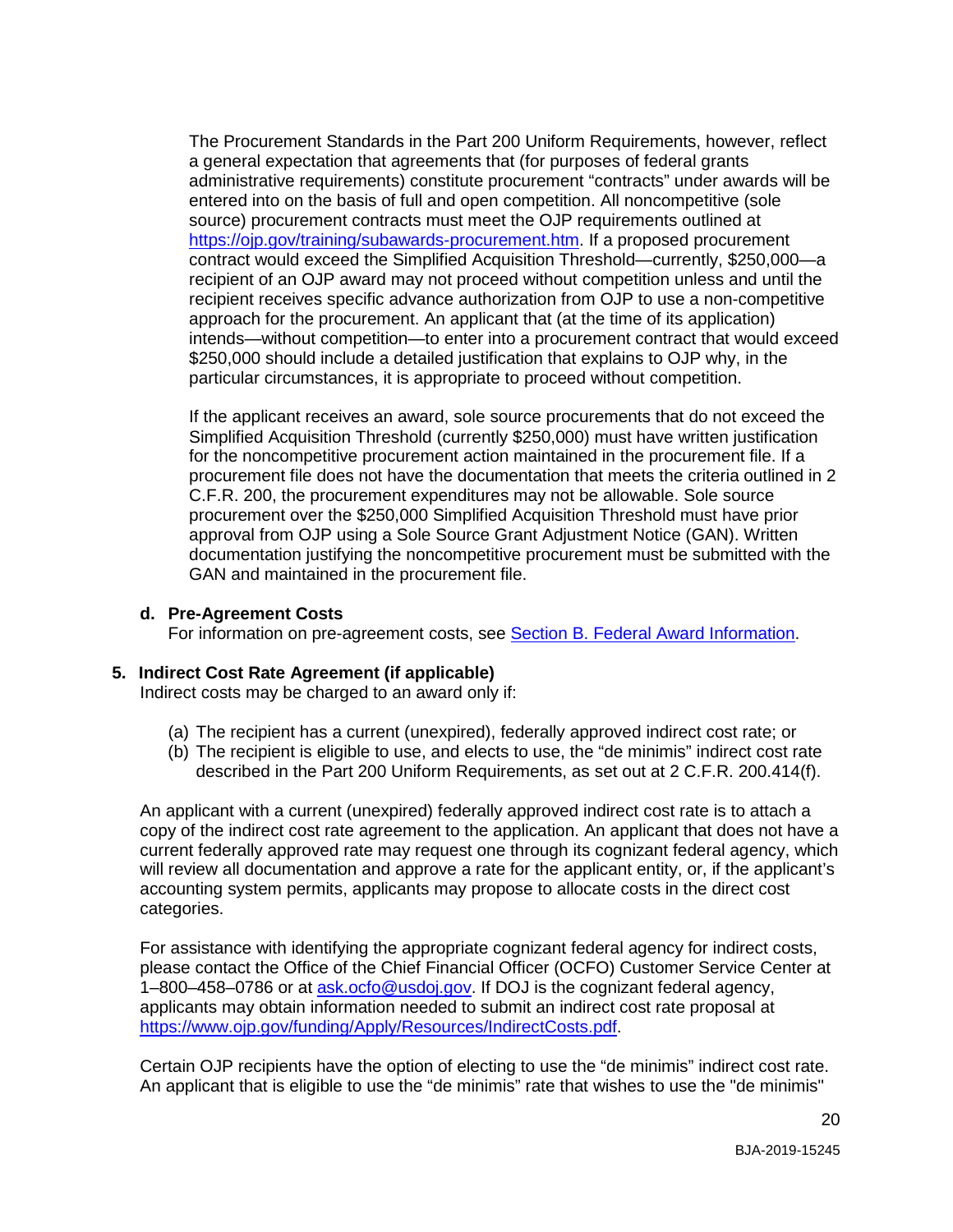The Procurement Standards in the Part 200 Uniform Requirements, however, reflect a general expectation that agreements that (for purposes of federal grants administrative requirements) constitute procurement "contracts" under awards will be entered into on the basis of full and open competition. All noncompetitive (sole source) procurement contracts must meet the OJP requirements outlined at [https://ojp.gov/training/subawards-procurement.htm](https://ojp.gov/training/subawards-procurement.htm). If a proposed procurement contract would exceed the Simplified Acquisition Threshold—currently, $250,000—a recipient of an OJP award may not proceed without competition unless and until the recipient receives specific advance authorization from OJP to use a non-competitive approach for the procurement. An applicant that (at the time of its application) intends—without competition—to enter into a procurement contract that would exceed $250,000 should include a detailed justification that explains to OJP why, in the particular circumstances, it is appropriate to proceed without competition.

If the applicant receives an award, sole source procurements that do not exceed the Simplified Acquisition Threshold (currently $250,000) must have written justification for the noncompetitive procurement action maintained in the procurement file. If a procurement file does not have the documentation that meets the criteria outlined in 2 C.F.R. 200, the procurement expenditures may not be allowable. Sole source procurement over the $250,000 Simplified Acquisition Threshold must have prior approval from OJP using a Sole Source Grant Adjustment Notice (GAN). Written documentation justifying the noncompetitive procurement must be submitted with the GAN and maintained in the procurement file.

**d. Pre-Agreement Costs**

For information on pre-agreement costs, see Section B. Federal Award Information.

**5. Indirect Cost Rate Agreement (if applicable)**

Indirect costs may be charged to an award only if:

(a) The recipient has a current (unexpired), federally approved indirect cost rate; or
(b) The recipient is eligible to use, and elects to use, the "de minimis" indirect cost rate described in the Part 200 Uniform Requirements, as set out at 2 C.F.R. 200.414(f).

An applicant with a current (unexpired) federally approved indirect cost rate is to attach a copy of the indirect cost rate agreement to the application. An applicant that does not have a current federally approved rate may request one through its cognizant federal agency, which will review all documentation and approve a rate for the applicant entity, or, if the applicant's accounting system permits, applicants may propose to allocate costs in the direct cost categories.

For assistance with identifying the appropriate cognizant federal agency for indirect costs, please contact the Office of the Chief Financial Officer (OCFO) Customer Service Center at 1–800–458–0786 or at [ask.ocfo@usdoj.gov](mailto:ask.ocfo@usdoj.gov). If DOJ is the cognizant federal agency, applicants may obtain information needed to submit an indirect cost rate proposal at [https://www.ojp.gov/funding/Apply/Resources/IndirectCosts.pdf](https://www.ojp.gov/funding/Apply/Resources/IndirectCosts.pdf).

Certain OJP recipients have the option of electing to use the "de minimis" indirect cost rate. An applicant that is eligible to use the "de minimis" rate that wishes to use the "de minimis"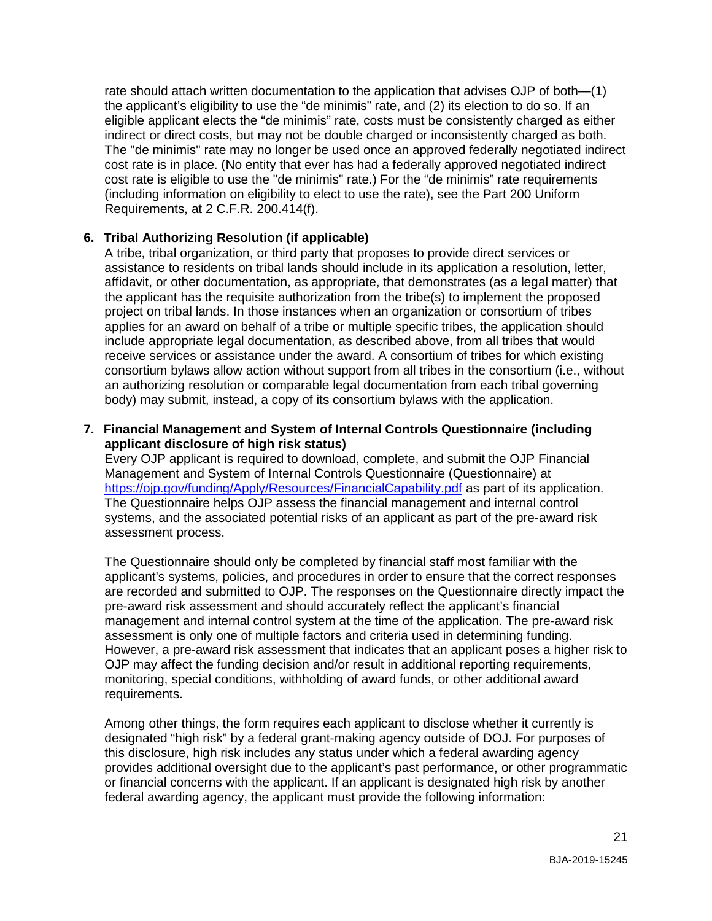rate should attach written documentation to the application that advises OJP of both—(1) the applicant's eligibility to use the "de minimis" rate, and (2) its election to do so. If an eligible applicant elects the "de minimis" rate, costs must be consistently charged as either indirect or direct costs, but may not be double charged or inconsistently charged as both. The "de minimis" rate may no longer be used once an approved federally negotiated indirect cost rate is in place. (No entity that ever has had a federally approved negotiated indirect cost rate is eligible to use the "de minimis" rate.) For the "de minimis" rate requirements (including information on eligibility to elect to use the rate), see the Part 200 Uniform Requirements, at 2 C.F.R. 200.414(f).

**6. Tribal Authorizing Resolution (if applicable)**

A tribe, tribal organization, or third party that proposes to provide direct services or assistance to residents on tribal lands should include in its application a resolution, letter, affidavit, or other documentation, as appropriate, that demonstrates (as a legal matter) that the applicant has the requisite authorization from the tribe(s) to implement the proposed project on tribal lands. In those instances when an organization or consortium of tribes applies for an award on behalf of a tribe or multiple specific tribes, the application should include appropriate legal documentation, as described above, from all tribes that would receive services or assistance under the award. A consortium of tribes for which existing consortium bylaws allow action without support from all tribes in the consortium (i.e., without an authorizing resolution or comparable legal documentation from each tribal governing body) may submit, instead, a copy of its consortium bylaws with the application.

**7. Financial Management and System of Internal Controls Questionnaire (including applicant disclosure of high risk status)**

Every OJP applicant is required to download, complete, and submit the OJP Financial Management and System of Internal Controls Questionnaire (Questionnaire) at [https://ojp.gov/funding/Apply/Resources/FinancialCapability.pdf](https://ojp.gov/funding/Apply/Resources/FinancialCapability.pdf) as part of its application. The Questionnaire helps OJP assess the financial management and internal control systems, and the associated potential risks of an applicant as part of the pre-award risk assessment process.

The Questionnaire should only be completed by financial staff most familiar with the applicant's systems, policies, and procedures in order to ensure that the correct responses are recorded and submitted to OJP. The responses on the Questionnaire directly impact the pre-award risk assessment and should accurately reflect the applicant's financial management and internal control system at the time of the application. The pre-award risk assessment is only one of multiple factors and criteria used in determining funding. However, a pre-award risk assessment that indicates that an applicant poses a higher risk to OJP may affect the funding decision and/or result in additional reporting requirements, monitoring, special conditions, withholding of award funds, or other additional award requirements.

Among other things, the form requires each applicant to disclose whether it currently is designated "high risk" by a federal grant-making agency outside of DOJ. For purposes of this disclosure, high risk includes any status under which a federal awarding agency provides additional oversight due to the applicant's past performance, or other programmatic or financial concerns with the applicant. If an applicant is designated high risk by another federal awarding agency, the applicant must provide the following information: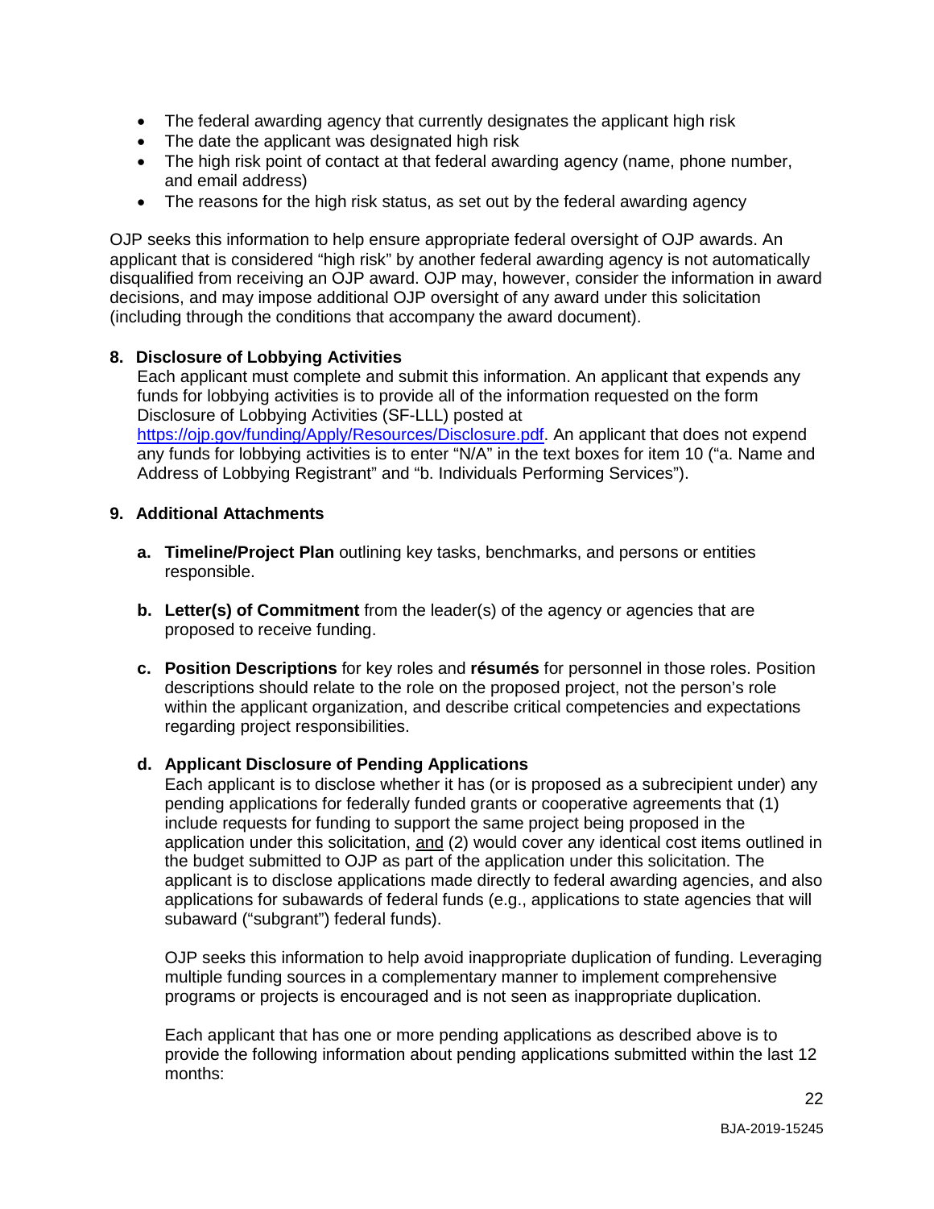- The federal awarding agency that currently designates the applicant high risk
- The date the applicant was designated high risk
- The high risk point of contact at that federal awarding agency (name, phone number, and email address)
- The reasons for the high risk status, as set out by the federal awarding agency

OJP seeks this information to help ensure appropriate federal oversight of OJP awards. An applicant that is considered "high risk" by another federal awarding agency is not automatically disqualified from receiving an OJP award. OJP may, however, consider the information in award decisions, and may impose additional OJP oversight of any award under this solicitation (including through the conditions that accompany the award document).

**8. Disclosure of Lobbying Activities**

Each applicant must complete and submit this information. An applicant that expends any funds for lobbying activities is to provide all of the information requested on the form Disclosure of Lobbying Activities (SF-LLL) posted at https://ojp.gov/funding/Apply/Resources/Disclosure.pdf. An applicant that does not expend any funds for lobbying activities is to enter "N/A" in the text boxes for item 10 ("a. Name and Address of Lobbying Registrant" and "b. Individuals Performing Services").

**9. Additional Attachments**

**a. Timeline/Project Plan** outlining key tasks, benchmarks, and persons or entities responsible.

**b. Letter(s) of Commitment** from the leader(s) of the agency or agencies that are proposed to receive funding.

**c. Position Descriptions** for key roles and **résumés** for personnel in those roles. Position descriptions should relate to the role on the proposed project, not the person's role within the applicant organization, and describe critical competencies and expectations regarding project responsibilities.

**d. Applicant Disclosure of Pending Applications**

Each applicant is to disclose whether it has (or is proposed as a subrecipient under) any pending applications for federally funded grants or cooperative agreements that (1) include requests for funding to support the same project being proposed in the application under this solicitation, and (2) would cover any identical cost items outlined in the budget submitted to OJP as part of the application under this solicitation. The applicant is to disclose applications made directly to federal awarding agencies, and also applications for subawards of federal funds (e.g., applications to state agencies that will subaward ("subgrant") federal funds).

OJP seeks this information to help avoid inappropriate duplication of funding. Leveraging multiple funding sources in a complementary manner to implement comprehensive programs or projects is encouraged and is not seen as inappropriate duplication.

Each applicant that has one or more pending applications as described above is to provide the following information about pending applications submitted within the last 12 months: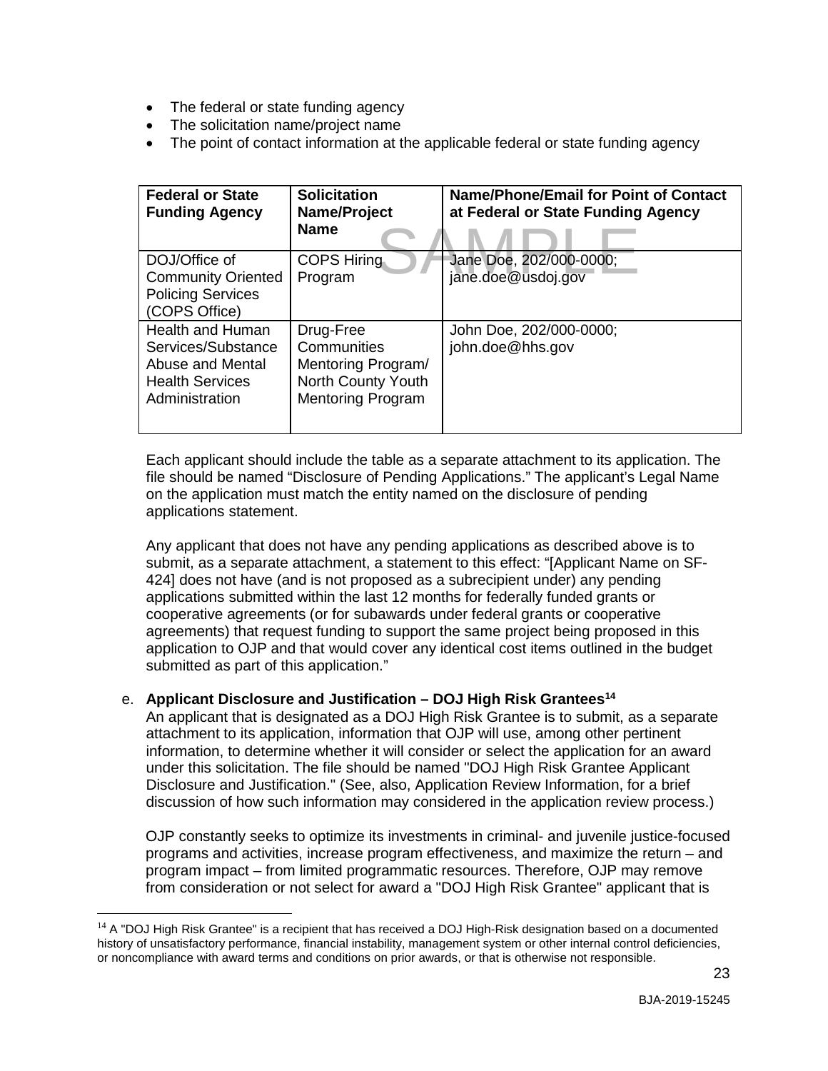- The federal or state funding agency
- The solicitation name/project name
- The point of contact information at the applicable federal or state funding agency

| Federal or State Funding Agency | Solicitation Name/Project Name | Name/Phone/Email for Point of Contact at Federal or State Funding Agency |
|---|---|---|
| DOJ/Office of Community Oriented Policing Services (COPS Office) | COPS Hiring Program | Jane Doe, 202/000-0000; jane.doe@usdoj.gov |
| Health and Human Services/Substance Abuse and Mental Health Services Administration | Drug-Free Communities Mentoring Program/ North County Youth Mentoring Program | John Doe, 202/000-0000; john.doe@hhs.gov |

SAMPLE

Each applicant should include the table as a separate attachment to its application. The file should be named "Disclosure of Pending Applications." The applicant's Legal Name on the application must match the entity named on the disclosure of pending applications statement.

Any applicant that does not have any pending applications as described above is to submit, as a separate attachment, a statement to this effect: "[Applicant Name on SF-424] does not have (and is not proposed as a subrecipient under) any pending applications submitted within the last 12 months for federally funded grants or cooperative agreements (or for subawards under federal grants or cooperative agreements) that request funding to support the same project being proposed in this application to OJP and that would cover any identical cost items outlined in the budget submitted as part of this application."

e. **Applicant Disclosure and Justification – DOJ High Risk Grantees**[14]

An applicant that is designated as a DOJ High Risk Grantee is to submit, as a separate attachment to its application, information that OJP will use, among other pertinent information, to determine whether it will consider or select the application for an award under this solicitation. The file should be named "DOJ High Risk Grantee Applicant Disclosure and Justification." (See, also, Application Review Information, for a brief discussion of how such information may considered in the application review process.)

OJP constantly seeks to optimize its investments in criminal- and juvenile justice-focused programs and activities, increase program effectiveness, and maximize the return – and program impact – from limited programmatic resources. Therefore, OJP may remove from consideration or not select for award a "DOJ High Risk Grantee" applicant that is

[14] A "DOJ High Risk Grantee" is a recipient that has received a DOJ High-Risk designation based on a documented history of unsatisfactory performance, financial instability, management system or other internal control deficiencies, or noncompliance with award terms and conditions on prior awards, or that is otherwise not responsible.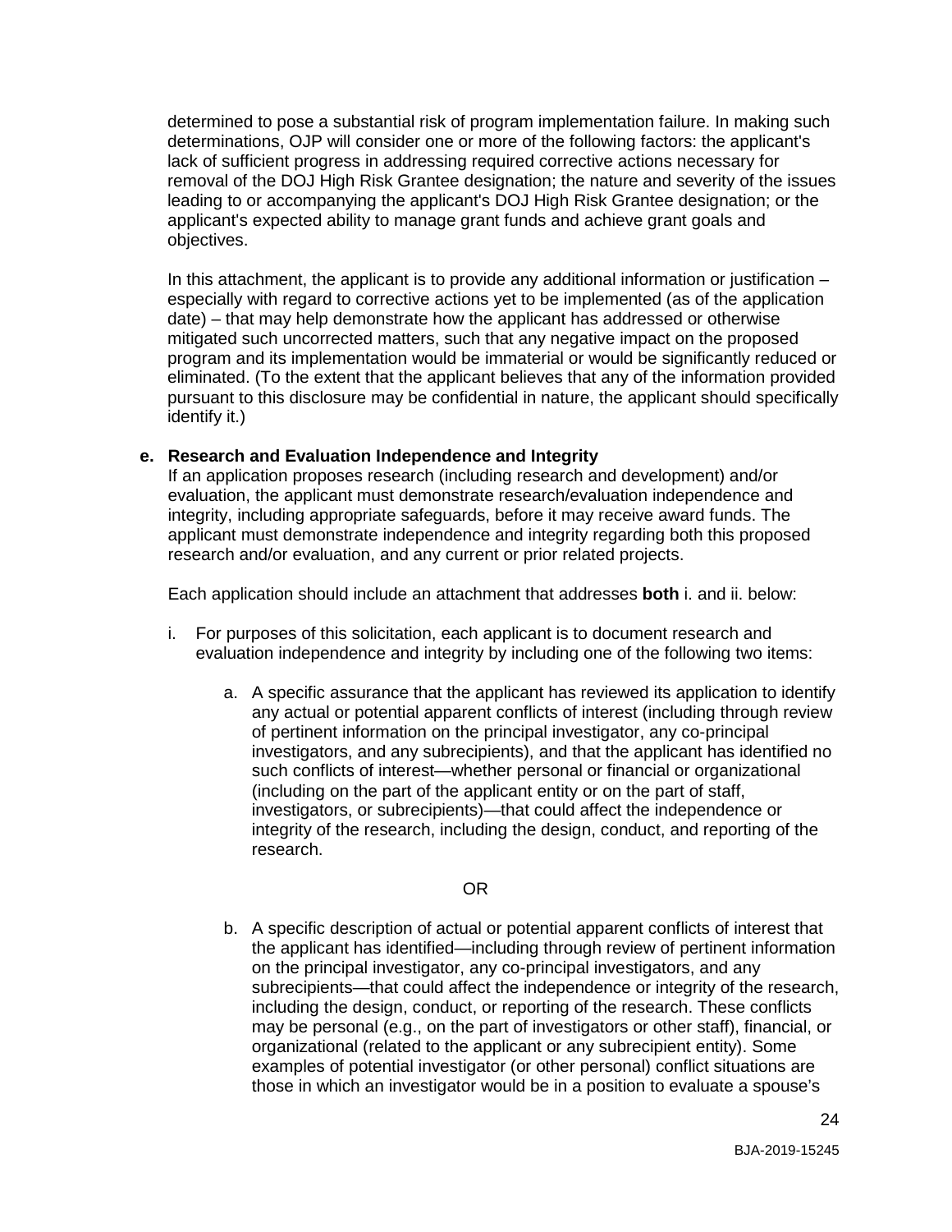determined to pose a substantial risk of program implementation failure. In making such determinations, OJP will consider one or more of the following factors: the applicant's lack of sufficient progress in addressing required corrective actions necessary for removal of the DOJ High Risk Grantee designation; the nature and severity of the issues leading to or accompanying the applicant's DOJ High Risk Grantee designation; or the applicant's expected ability to manage grant funds and achieve grant goals and objectives.

In this attachment, the applicant is to provide any additional information or justification – especially with regard to corrective actions yet to be implemented (as of the application date) – that may help demonstrate how the applicant has addressed or otherwise mitigated such uncorrected matters, such that any negative impact on the proposed program and its implementation would be immaterial or would be significantly reduced or eliminated. (To the extent that the applicant believes that any of the information provided pursuant to this disclosure may be confidential in nature, the applicant should specifically identify it.)

**e. Research and Evaluation Independence and Integrity**

If an application proposes research (including research and development) and/or evaluation, the applicant must demonstrate research/evaluation independence and integrity, including appropriate safeguards, before it may receive award funds. The applicant must demonstrate independence and integrity regarding both this proposed research and/or evaluation, and any current or prior related projects.

Each application should include an attachment that addresses **both** i. and ii. below:

i. For purposes of this solicitation, each applicant is to document research and evaluation independence and integrity by including one of the following two items:

   a. A specific assurance that the applicant has reviewed its application to identify any actual or potential apparent conflicts of interest (including through review of pertinent information on the principal investigator, any co-principal investigators, and any subrecipients), and that the applicant has identified no such conflicts of interest—whether personal or financial or organizational (including on the part of the applicant entity or on the part of staff, investigators, or subrecipients)—that could affect the independence or integrity of the research, including the design, conduct, and reporting of the research.

   OR

   b. A specific description of actual or potential apparent conflicts of interest that the applicant has identified—including through review of pertinent information on the principal investigator, any co-principal investigators, and any subrecipients—that could affect the independence or integrity of the research, including the design, conduct, or reporting of the research. These conflicts may be personal (e.g., on the part of investigators or other staff), financial, or organizational (related to the applicant or any subrecipient entity). Some examples of potential investigator (or other personal) conflict situations are those in which an investigator would be in a position to evaluate a spouse's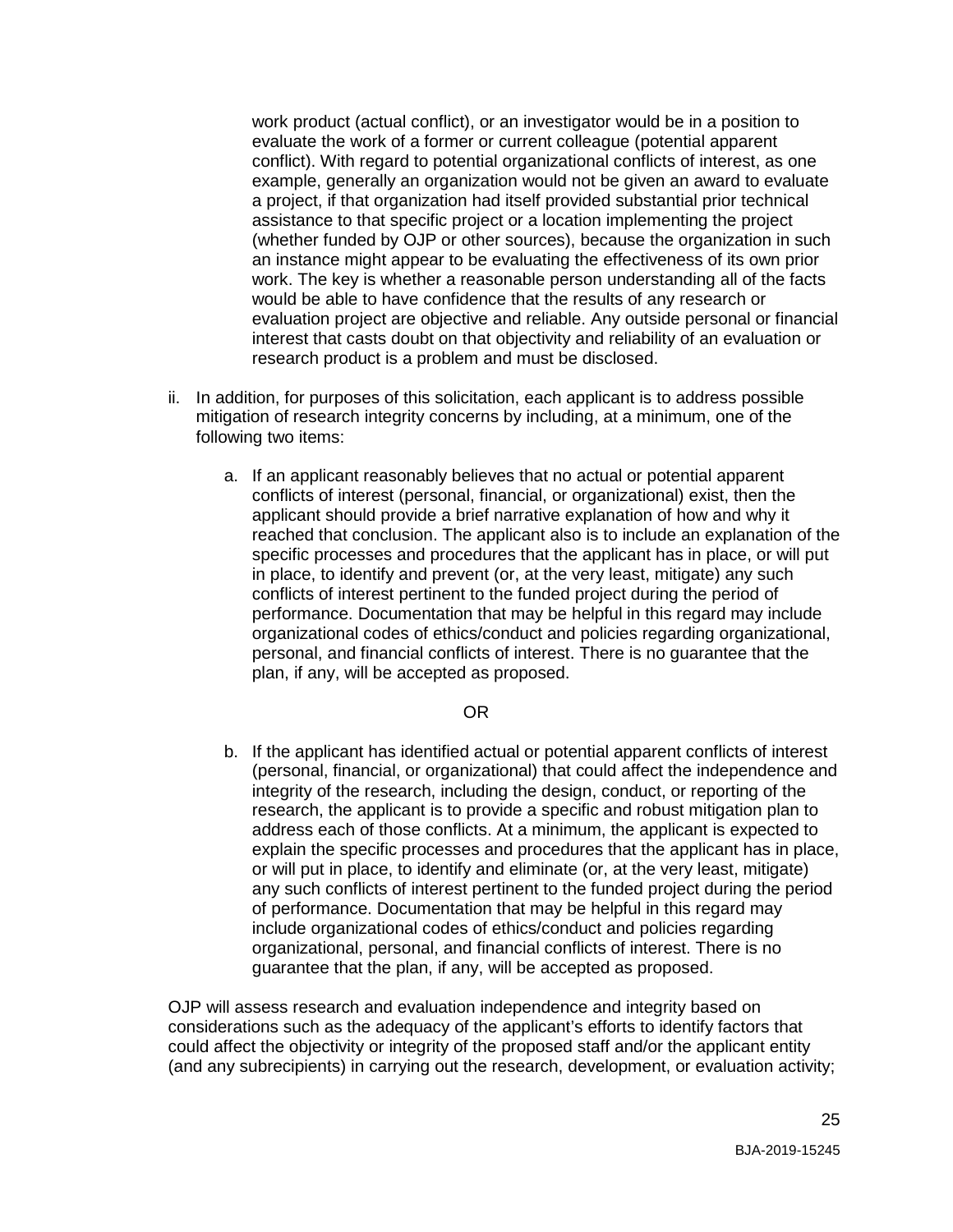work product (actual conflict), or an investigator would be in a position to evaluate the work of a former or current colleague (potential apparent conflict). With regard to potential organizational conflicts of interest, as one example, generally an organization would not be given an award to evaluate a project, if that organization had itself provided substantial prior technical assistance to that specific project or a location implementing the project (whether funded by OJP or other sources), because the organization in such an instance might appear to be evaluating the effectiveness of its own prior work. The key is whether a reasonable person understanding all of the facts would be able to have confidence that the results of any research or evaluation project are objective and reliable. Any outside personal or financial interest that casts doubt on that objectivity and reliability of an evaluation or research product is a problem and must be disclosed.

ii. In addition, for purposes of this solicitation, each applicant is to address possible mitigation of research integrity concerns by including, at a minimum, one of the following two items:

   a. If an applicant reasonably believes that no actual or potential apparent conflicts of interest (personal, financial, or organizational) exist, then the applicant should provide a brief narrative explanation of how and why it reached that conclusion. The applicant also is to include an explanation of the specific processes and procedures that the applicant has in place, or will put in place, to identify and prevent (or, at the very least, mitigate) any such conflicts of interest pertinent to the funded project during the period of performance. Documentation that may be helpful in this regard may include organizational codes of ethics/conduct and policies regarding organizational, personal, and financial conflicts of interest. There is no guarantee that the plan, if any, will be accepted as proposed.

   OR

   b. If the applicant has identified actual or potential apparent conflicts of interest (personal, financial, or organizational) that could affect the independence and integrity of the research, including the design, conduct, or reporting of the research, the applicant is to provide a specific and robust mitigation plan to address each of those conflicts. At a minimum, the applicant is expected to explain the specific processes and procedures that the applicant has in place, or will put in place, to identify and eliminate (or, at the very least, mitigate) any such conflicts of interest pertinent to the funded project during the period of performance. Documentation that may be helpful in this regard may include organizational codes of ethics/conduct and policies regarding organizational, personal, and financial conflicts of interest. There is no guarantee that the plan, if any, will be accepted as proposed.

OJP will assess research and evaluation independence and integrity based on considerations such as the adequacy of the applicant's efforts to identify factors that could affect the objectivity or integrity of the proposed staff and/or the applicant entity (and any subrecipients) in carrying out the research, development, or evaluation activity;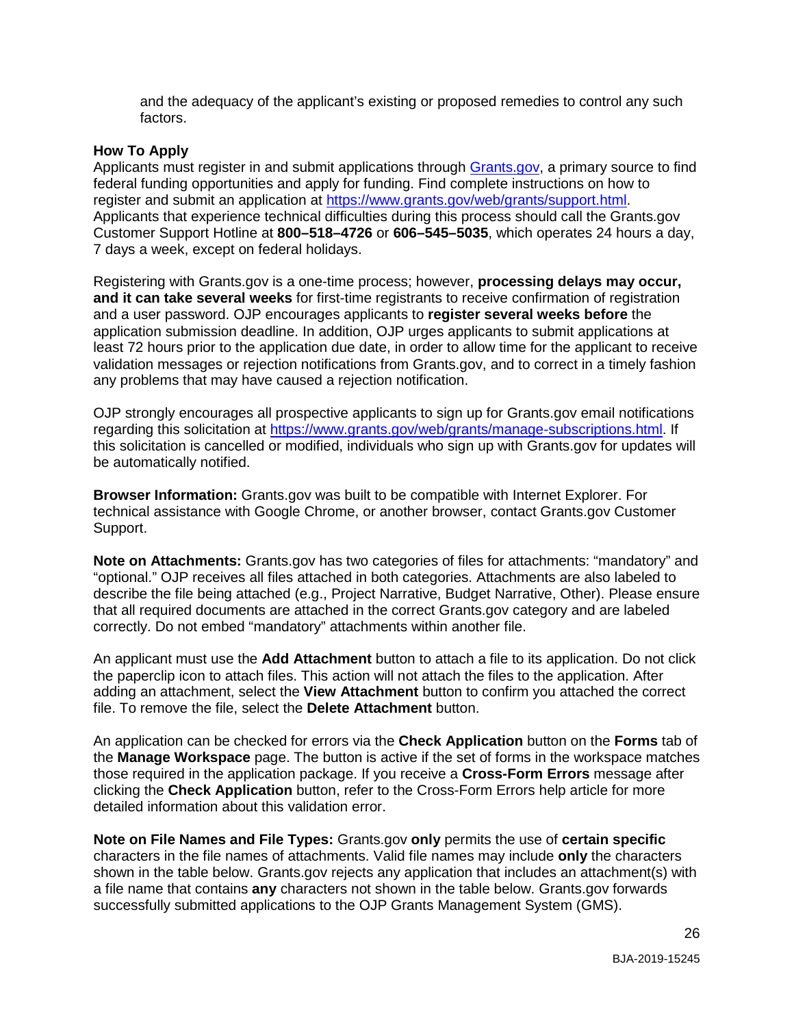and the adequacy of the applicant's existing or proposed remedies to control any such factors.

**How To Apply**

Applicants must register in and submit applications through Grants.gov, a primary source to find federal funding opportunities and apply for funding. Find complete instructions on how to register and submit an application at https://www.grants.gov/web/grants/support.html. Applicants that experience technical difficulties during this process should call the Grants.gov Customer Support Hotline at **800–518–4726** or **606–545–5035**, which operates 24 hours a day, 7 days a week, except on federal holidays.

Registering with Grants.gov is a one-time process; however, **processing delays may occur, and it can take several weeks** for first-time registrants to receive confirmation of registration and a user password. OJP encourages applicants to **register several weeks before** the application submission deadline. In addition, OJP urges applicants to submit applications at least 72 hours prior to the application due date, in order to allow time for the applicant to receive validation messages or rejection notifications from Grants.gov, and to correct in a timely fashion any problems that may have caused a rejection notification.

OJP strongly encourages all prospective applicants to sign up for Grants.gov email notifications regarding this solicitation at https://www.grants.gov/web/grants/manage-subscriptions.html. If this solicitation is cancelled or modified, individuals who sign up with Grants.gov for updates will be automatically notified.

**Browser Information:** Grants.gov was built to be compatible with Internet Explorer. For technical assistance with Google Chrome, or another browser, contact Grants.gov Customer Support.

**Note on Attachments:** Grants.gov has two categories of files for attachments: "mandatory" and "optional." OJP receives all files attached in both categories. Attachments are also labeled to describe the file being attached (e.g., Project Narrative, Budget Narrative, Other). Please ensure that all required documents are attached in the correct Grants.gov category and are labeled correctly. Do not embed "mandatory" attachments within another file.

An applicant must use the **Add Attachment** button to attach a file to its application. Do not click the paperclip icon to attach files. This action will not attach the files to the application. After adding an attachment, select the **View Attachment** button to confirm you attached the correct file. To remove the file, select the **Delete Attachment** button.

An application can be checked for errors via the **Check Application** button on the **Forms** tab of the **Manage Workspace** page. The button is active if the set of forms in the workspace matches those required in the application package. If you receive a **Cross-Form Errors** message after clicking the **Check Application** button, refer to the Cross-Form Errors help article for more detailed information about this validation error.

**Note on File Names and File Types:** Grants.gov **only** permits the use of **certain specific** characters in the file names of attachments. Valid file names may include **only** the characters shown in the table below. Grants.gov rejects any application that includes an attachment(s) with a file name that contains **any** characters not shown in the table below. Grants.gov forwards successfully submitted applications to the OJP Grants Management System (GMS).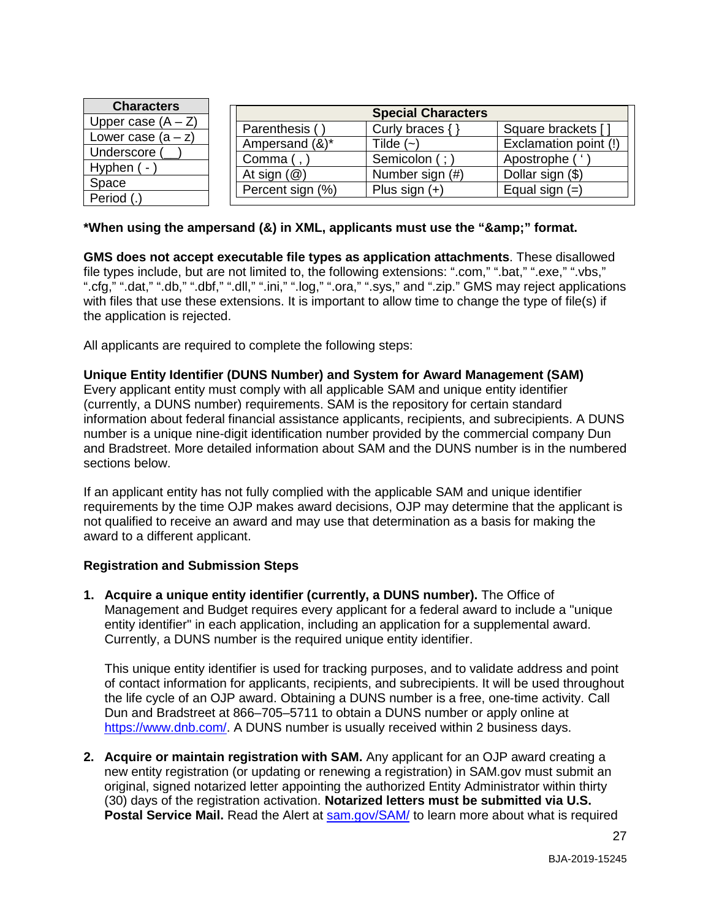| Characters |
| --- |
| Upper case (A – Z) |
| Lower case (a – z) |
| Underscore (__) |
| Hyphen ( - ) |
| Space |
| Period (.) |

| Special Characters | | |
| --- | --- | --- |
| Parenthesis ( ) | Curly braces { } | Square brackets [ ] |
| Ampersand (&)* | Tilde (~) | Exclamation point (!) |
| Comma ( , ) | Semicolon ( ; ) | Apostrophe ( ' ) |
| At sign (@) | Number sign (#) | Dollar sign ($) |
| Percent sign (%) | Plus sign (+) | Equal sign (=) |

**\*When using the ampersand (&) in XML, applicants must use the "&amp;" format.**

**GMS does not accept executable file types as application attachments**. These disallowed file types include, but are not limited to, the following extensions: ".com," ".bat," ".exe," ".vbs," ".cfg," ".dat," ".db," ".dbf," ".dll," ".ini," ".log," ".ora," ".sys," and ".zip." GMS may reject applications with files that use these extensions. It is important to allow time to change the type of file(s) if the application is rejected.

All applicants are required to complete the following steps:

**Unique Entity Identifier (DUNS Number) and System for Award Management (SAM)**
Every applicant entity must comply with all applicable SAM and unique entity identifier (currently, a DUNS number) requirements. SAM is the repository for certain standard information about federal financial assistance applicants, recipients, and subrecipients. A DUNS number is a unique nine-digit identification number provided by the commercial company Dun and Bradstreet. More detailed information about SAM and the DUNS number is in the numbered sections below.

If an applicant entity has not fully complied with the applicable SAM and unique identifier requirements by the time OJP makes award decisions, OJP may determine that the applicant is not qualified to receive an award and may use that determination as a basis for making the award to a different applicant.

**Registration and Submission Steps**

1. **Acquire a unique entity identifier (currently, a DUNS number).** The Office of Management and Budget requires every applicant for a federal award to include a "unique entity identifier" in each application, including an application for a supplemental award. Currently, a DUNS number is the required unique entity identifier.

   This unique entity identifier is used for tracking purposes, and to validate address and point of contact information for applicants, recipients, and subrecipients. It will be used throughout the life cycle of an OJP award. Obtaining a DUNS number is a free, one-time activity. Call Dun and Bradstreet at 866–705–5711 to obtain a DUNS number or apply online at https://www.dnb.com/. A DUNS number is usually received within 2 business days.

2. **Acquire or maintain registration with SAM.** Any applicant for an OJP award creating a new entity registration (or updating or renewing a registration) in SAM.gov must submit an original, signed notarized letter appointing the authorized Entity Administrator within thirty (30) days of the registration activation. **Notarized letters must be submitted via U.S. Postal Service Mail.** Read the Alert at sam.gov/SAM/ to learn more about what is required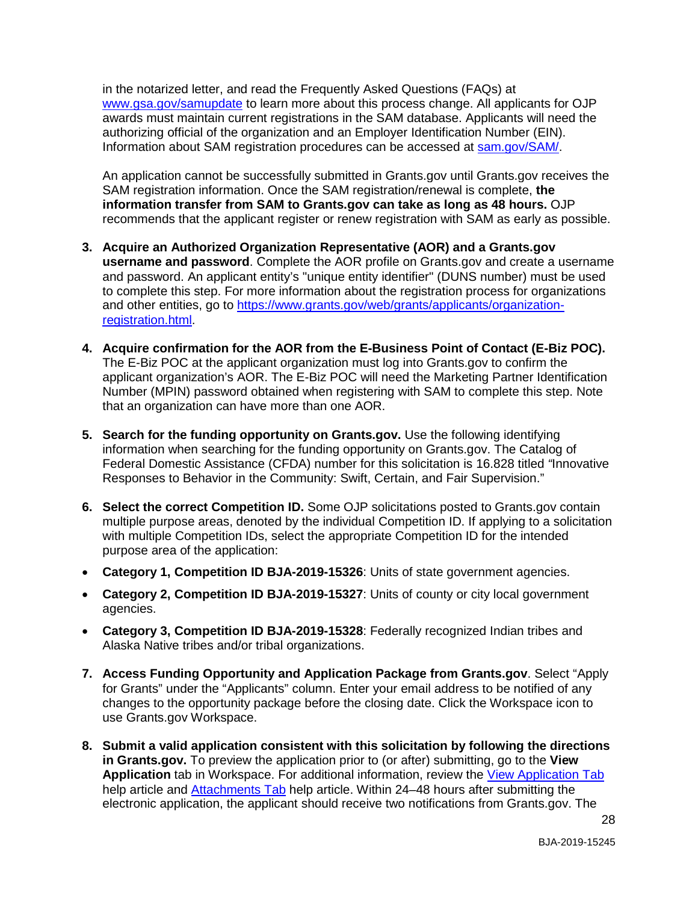in the notarized letter, and read the Frequently Asked Questions (FAQs) at [www.gsa.gov/samupdate](www.gsa.gov/samupdate) to learn more about this process change. All applicants for OJP awards must maintain current registrations in the SAM database. Applicants will need the authorizing official of the organization and an Employer Identification Number (EIN). Information about SAM registration procedures can be accessed at [sam.gov/SAM/](sam.gov/SAM/).

An application cannot be successfully submitted in Grants.gov until Grants.gov receives the SAM registration information. Once the SAM registration/renewal is complete, **the information transfer from SAM to Grants.gov can take as long as 48 hours.** OJP recommends that the applicant register or renew registration with SAM as early as possible.

3. **Acquire an Authorized Organization Representative (AOR) and a Grants.gov username and password**. Complete the AOR profile on Grants.gov and create a username and password. An applicant entity's "unique entity identifier" (DUNS number) must be used to complete this step. For more information about the registration process for organizations and other entities, go to [https://www.grants.gov/web/grants/applicants/organization-registration.html](https://www.grants.gov/web/grants/applicants/organization-registration.html).

4. **Acquire confirmation for the AOR from the E-Business Point of Contact (E-Biz POC).** The E-Biz POC at the applicant organization must log into Grants.gov to confirm the applicant organization's AOR. The E-Biz POC will need the Marketing Partner Identification Number (MPIN) password obtained when registering with SAM to complete this step. Note that an organization can have more than one AOR.

5. **Search for the funding opportunity on Grants.gov.** Use the following identifying information when searching for the funding opportunity on Grants.gov. The Catalog of Federal Domestic Assistance (CFDA) number for this solicitation is 16.828 titled "Innovative Responses to Behavior in the Community: Swift, Certain, and Fair Supervision."

6. **Select the correct Competition ID.** Some OJP solicitations posted to Grants.gov contain multiple purpose areas, denoted by the individual Competition ID. If applying to a solicitation with multiple Competition IDs, select the appropriate Competition ID for the intended purpose area of the application:

- **Category 1, Competition ID BJA-2019-15326**: Units of state government agencies.
- **Category 2, Competition ID BJA-2019-15327**: Units of county or city local government agencies.
- **Category 3, Competition ID BJA-2019-15328**: Federally recognized Indian tribes and Alaska Native tribes and/or tribal organizations.

7. **Access Funding Opportunity and Application Package from Grants.gov**. Select "Apply for Grants" under the "Applicants" column. Enter your email address to be notified of any changes to the opportunity package before the closing date. Click the Workspace icon to use Grants.gov Workspace.

8. **Submit a valid application consistent with this solicitation by following the directions in Grants.gov.** To preview the application prior to (or after) submitting, go to the **View Application** tab in Workspace. For additional information, review the View Application Tab help article and Attachments Tab help article. Within 24–48 hours after submitting the electronic application, the applicant should receive two notifications from Grants.gov. The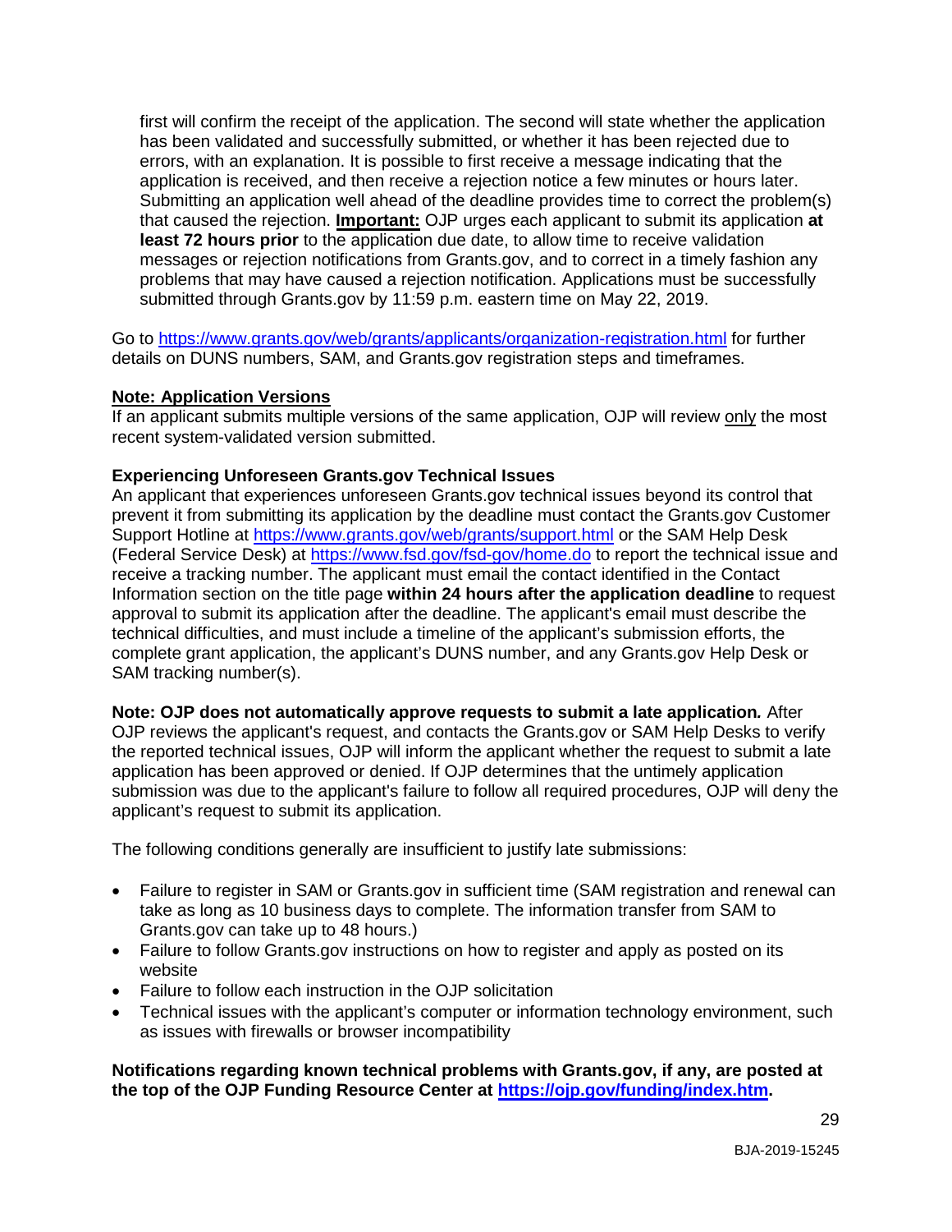first will confirm the receipt of the application. The second will state whether the application has been validated and successfully submitted, or whether it has been rejected due to errors, with an explanation. It is possible to first receive a message indicating that the application is received, and then receive a rejection notice a few minutes or hours later. Submitting an application well ahead of the deadline provides time to correct the problem(s) that caused the rejection. **Important:** OJP urges each applicant to submit its application **at least 72 hours prior** to the application due date, to allow time to receive validation messages or rejection notifications from Grants.gov, and to correct in a timely fashion any problems that may have caused a rejection notification. Applications must be successfully submitted through Grants.gov by 11:59 p.m. eastern time on May 22, 2019.

Go to https://www.grants.gov/web/grants/applicants/organization-registration.html for further details on DUNS numbers, SAM, and Grants.gov registration steps and timeframes.

**Note: Application Versions**
If an applicant submits multiple versions of the same application, OJP will review only the most recent system-validated version submitted.

**Experiencing Unforeseen Grants.gov Technical Issues**
An applicant that experiences unforeseen Grants.gov technical issues beyond its control that prevent it from submitting its application by the deadline must contact the Grants.gov Customer Support Hotline at https://www.grants.gov/web/grants/support.html or the SAM Help Desk (Federal Service Desk) at https://www.fsd.gov/fsd-gov/home.do to report the technical issue and receive a tracking number. The applicant must email the contact identified in the Contact Information section on the title page **within 24 hours after the application deadline** to request approval to submit its application after the deadline. The applicant's email must describe the technical difficulties, and must include a timeline of the applicant's submission efforts, the complete grant application, the applicant's DUNS number, and any Grants.gov Help Desk or SAM tracking number(s).

**Note: OJP does not automatically approve requests to submit a late application.** After OJP reviews the applicant's request, and contacts the Grants.gov or SAM Help Desks to verify the reported technical issues, OJP will inform the applicant whether the request to submit a late application has been approved or denied. If OJP determines that the untimely application submission was due to the applicant's failure to follow all required procedures, OJP will deny the applicant's request to submit its application.

The following conditions generally are insufficient to justify late submissions:

- Failure to register in SAM or Grants.gov in sufficient time (SAM registration and renewal can take as long as 10 business days to complete. The information transfer from SAM to Grants.gov can take up to 48 hours.)
- Failure to follow Grants.gov instructions on how to register and apply as posted on its website
- Failure to follow each instruction in the OJP solicitation
- Technical issues with the applicant's computer or information technology environment, such as issues with firewalls or browser incompatibility

**Notifications regarding known technical problems with Grants.gov, if any, are posted at the top of the OJP Funding Resource Center at https://ojp.gov/funding/index.htm.**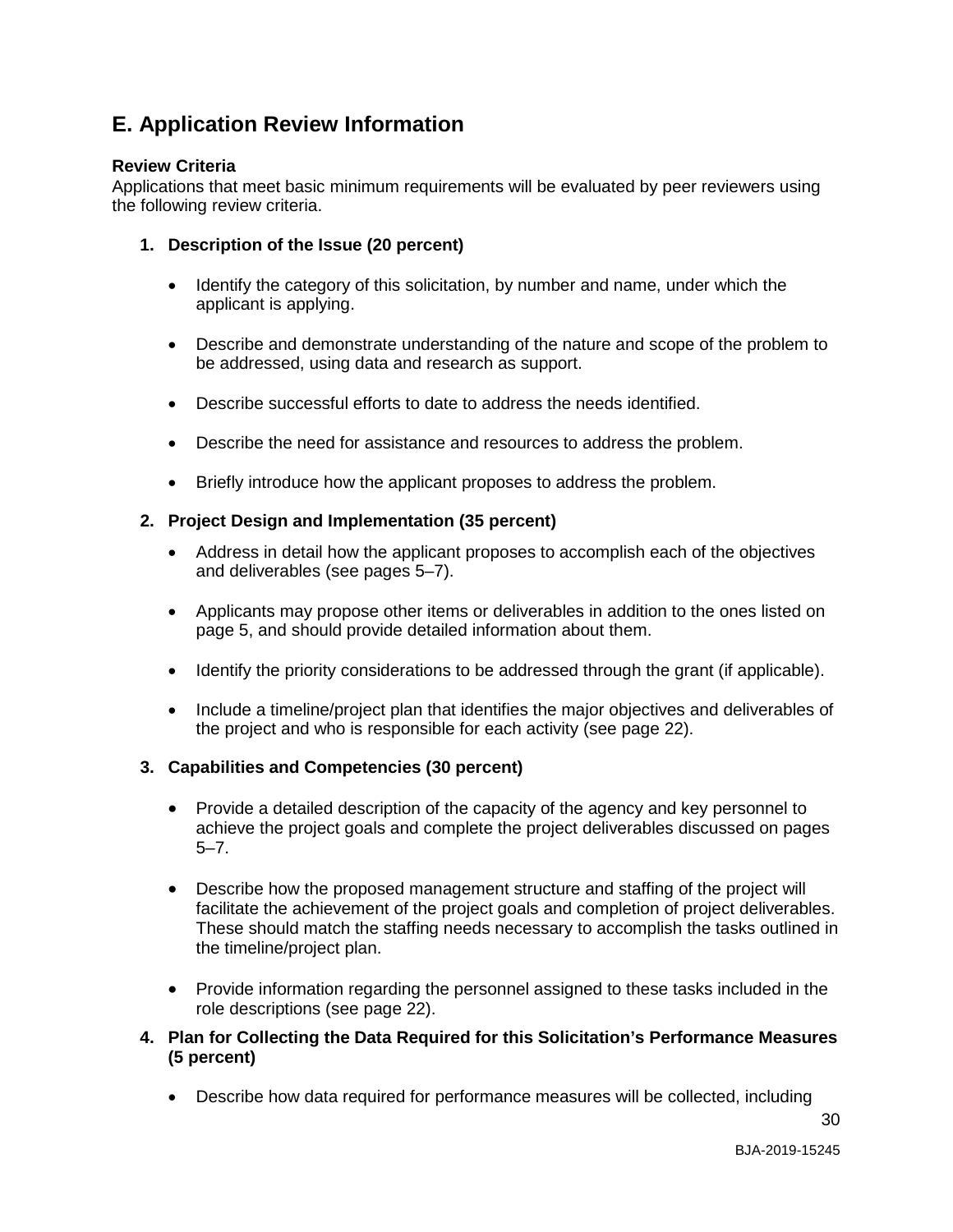## E. Application Review Information

**Review Criteria**
Applications that meet basic minimum requirements will be evaluated by peer reviewers using the following review criteria.

1. **Description of the Issue (20 percent)**

   - Identify the category of this solicitation, by number and name, under which the applicant is applying.
   - Describe and demonstrate understanding of the nature and scope of the problem to be addressed, using data and research as support.
   - Describe successful efforts to date to address the needs identified.
   - Describe the need for assistance and resources to address the problem.
   - Briefly introduce how the applicant proposes to address the problem.

2. **Project Design and Implementation (35 percent)**

   - Address in detail how the applicant proposes to accomplish each of the objectives and deliverables (see pages 5–7).
   - Applicants may propose other items or deliverables in addition to the ones listed on page 5, and should provide detailed information about them.
   - Identify the priority considerations to be addressed through the grant (if applicable).
   - Include a timeline/project plan that identifies the major objectives and deliverables of the project and who is responsible for each activity (see page 22).

3. **Capabilities and Competencies (30 percent)**

   - Provide a detailed description of the capacity of the agency and key personnel to achieve the project goals and complete the project deliverables discussed on pages 5–7.
   - Describe how the proposed management structure and staffing of the project will facilitate the achievement of the project goals and completion of project deliverables. These should match the staffing needs necessary to accomplish the tasks outlined in the timeline/project plan.
   - Provide information regarding the personnel assigned to these tasks included in the role descriptions (see page 22).

4. **Plan for Collecting the Data Required for this Solicitation's Performance Measures (5 percent)**

   - Describe how data required for performance measures will be collected, including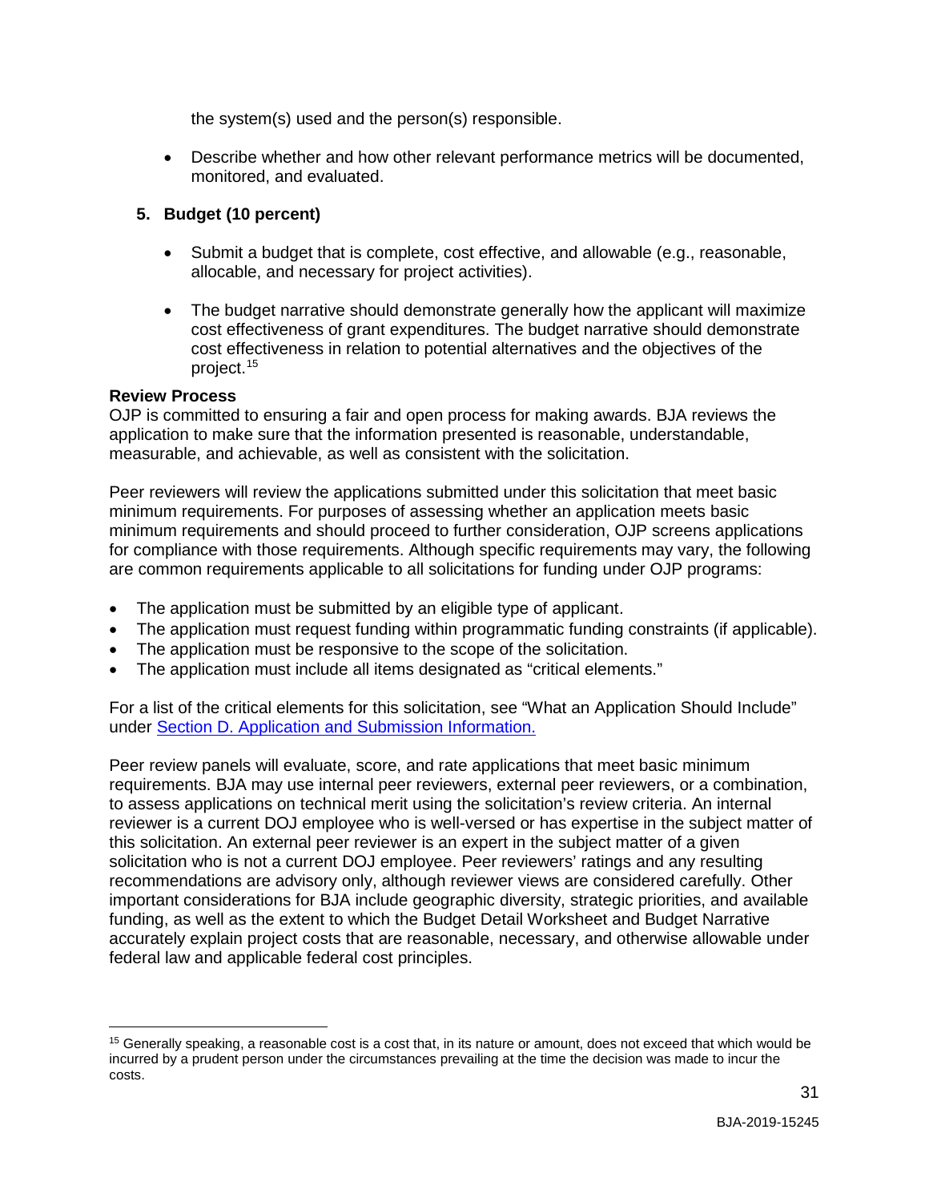the system(s) used and the person(s) responsible.

- Describe whether and how other relevant performance metrics will be documented, monitored, and evaluated.

**5. Budget (10 percent)**

- Submit a budget that is complete, cost effective, and allowable (e.g., reasonable, allocable, and necessary for project activities).
- The budget narrative should demonstrate generally how the applicant will maximize cost effectiveness of grant expenditures. The budget narrative should demonstrate cost effectiveness in relation to potential alternatives and the objectives of the project.[15]

**Review Process**

OJP is committed to ensuring a fair and open process for making awards. BJA reviews the application to make sure that the information presented is reasonable, understandable, measurable, and achievable, as well as consistent with the solicitation.

Peer reviewers will review the applications submitted under this solicitation that meet basic minimum requirements. For purposes of assessing whether an application meets basic minimum requirements and should proceed to further consideration, OJP screens applications for compliance with those requirements. Although specific requirements may vary, the following are common requirements applicable to all solicitations for funding under OJP programs:

- The application must be submitted by an eligible type of applicant.
- The application must request funding within programmatic funding constraints (if applicable).
- The application must be responsive to the scope of the solicitation.
- The application must include all items designated as "critical elements."

For a list of the critical elements for this solicitation, see "What an Application Should Include" under Section D. Application and Submission Information.

Peer review panels will evaluate, score, and rate applications that meet basic minimum requirements. BJA may use internal peer reviewers, external peer reviewers, or a combination, to assess applications on technical merit using the solicitation's review criteria. An internal reviewer is a current DOJ employee who is well-versed or has expertise in the subject matter of this solicitation. An external peer reviewer is an expert in the subject matter of a given solicitation who is not a current DOJ employee. Peer reviewers' ratings and any resulting recommendations are advisory only, although reviewer views are considered carefully. Other important considerations for BJA include geographic diversity, strategic priorities, and available funding, as well as the extent to which the Budget Detail Worksheet and Budget Narrative accurately explain project costs that are reasonable, necessary, and otherwise allowable under federal law and applicable federal cost principles.

[15] Generally speaking, a reasonable cost is a cost that, in its nature or amount, does not exceed that which would be incurred by a prudent person under the circumstances prevailing at the time the decision was made to incur the costs.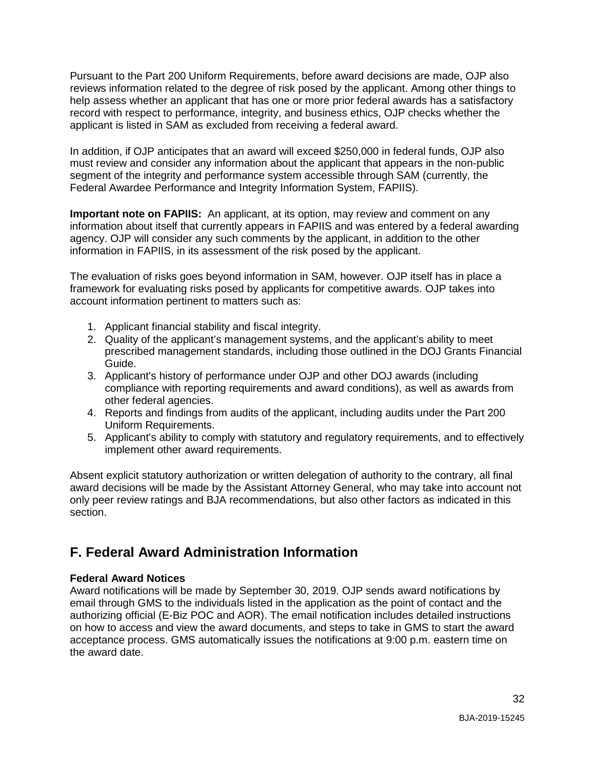Pursuant to the Part 200 Uniform Requirements, before award decisions are made, OJP also reviews information related to the degree of risk posed by the applicant. Among other things to help assess whether an applicant that has one or more prior federal awards has a satisfactory record with respect to performance, integrity, and business ethics, OJP checks whether the applicant is listed in SAM as excluded from receiving a federal award.

In addition, if OJP anticipates that an award will exceed $250,000 in federal funds, OJP also must review and consider any information about the applicant that appears in the non-public segment of the integrity and performance system accessible through SAM (currently, the Federal Awardee Performance and Integrity Information System, FAPIIS).

**Important note on FAPIIS:** An applicant, at its option, may review and comment on any information about itself that currently appears in FAPIIS and was entered by a federal awarding agency. OJP will consider any such comments by the applicant, in addition to the other information in FAPIIS, in its assessment of the risk posed by the applicant.

The evaluation of risks goes beyond information in SAM, however. OJP itself has in place a framework for evaluating risks posed by applicants for competitive awards. OJP takes into account information pertinent to matters such as:

1. Applicant financial stability and fiscal integrity.
2. Quality of the applicant's management systems, and the applicant's ability to meet prescribed management standards, including those outlined in the DOJ Grants Financial Guide.
3. Applicant's history of performance under OJP and other DOJ awards (including compliance with reporting requirements and award conditions), as well as awards from other federal agencies.
4. Reports and findings from audits of the applicant, including audits under the Part 200 Uniform Requirements.
5. Applicant's ability to comply with statutory and regulatory requirements, and to effectively implement other award requirements.

Absent explicit statutory authorization or written delegation of authority to the contrary, all final award decisions will be made by the Assistant Attorney General, who may take into account not only peer review ratings and BJA recommendations, but also other factors as indicated in this section.

## F. Federal Award Administration Information

**Federal Award Notices**
Award notifications will be made by September 30, 2019. OJP sends award notifications by email through GMS to the individuals listed in the application as the point of contact and the authorizing official (E-Biz POC and AOR). The email notification includes detailed instructions on how to access and view the award documents, and steps to take in GMS to start the award acceptance process. GMS automatically issues the notifications at 9:00 p.m. eastern time on the award date.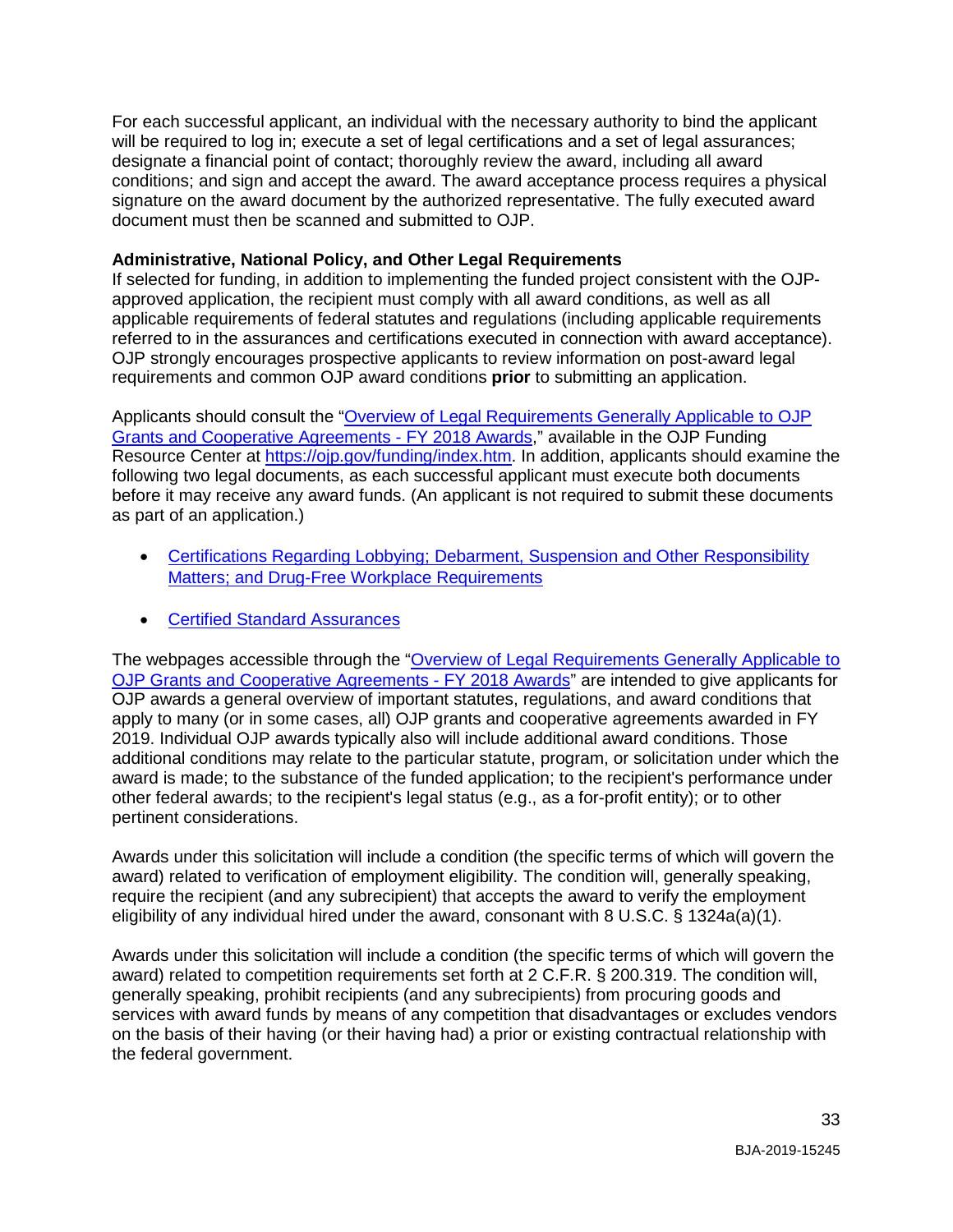For each successful applicant, an individual with the necessary authority to bind the applicant will be required to log in; execute a set of legal certifications and a set of legal assurances; designate a financial point of contact; thoroughly review the award, including all award conditions; and sign and accept the award. The award acceptance process requires a physical signature on the award document by the authorized representative. The fully executed award document must then be scanned and submitted to OJP.

**Administrative, National Policy, and Other Legal Requirements**
If selected for funding, in addition to implementing the funded project consistent with the OJP-approved application, the recipient must comply with all award conditions, as well as all applicable requirements of federal statutes and regulations (including applicable requirements referred to in the assurances and certifications executed in connection with award acceptance). OJP strongly encourages prospective applicants to review information on post-award legal requirements and common OJP award conditions **prior** to submitting an application.

Applicants should consult the "Overview of Legal Requirements Generally Applicable to OJP Grants and Cooperative Agreements - FY 2018 Awards," available in the OJP Funding Resource Center at https://ojp.gov/funding/index.htm. In addition, applicants should examine the following two legal documents, as each successful applicant must execute both documents before it may receive any award funds. (An applicant is not required to submit these documents as part of an application.)

- Certifications Regarding Lobbying; Debarment, Suspension and Other Responsibility Matters; and Drug-Free Workplace Requirements
- Certified Standard Assurances

The webpages accessible through the "Overview of Legal Requirements Generally Applicable to OJP Grants and Cooperative Agreements - FY 2018 Awards" are intended to give applicants for OJP awards a general overview of important statutes, regulations, and award conditions that apply to many (or in some cases, all) OJP grants and cooperative agreements awarded in FY 2019. Individual OJP awards typically also will include additional award conditions. Those additional conditions may relate to the particular statute, program, or solicitation under which the award is made; to the substance of the funded application; to the recipient's performance under other federal awards; to the recipient's legal status (e.g., as a for-profit entity); or to other pertinent considerations.

Awards under this solicitation will include a condition (the specific terms of which will govern the award) related to verification of employment eligibility. The condition will, generally speaking, require the recipient (and any subrecipient) that accepts the award to verify the employment eligibility of any individual hired under the award, consonant with 8 U.S.C. § 1324a(a)(1).

Awards under this solicitation will include a condition (the specific terms of which will govern the award) related to competition requirements set forth at 2 C.F.R. § 200.319. The condition will, generally speaking, prohibit recipients (and any subrecipients) from procuring goods and services with award funds by means of any competition that disadvantages or excludes vendors on the basis of their having (or their having had) a prior or existing contractual relationship with the federal government.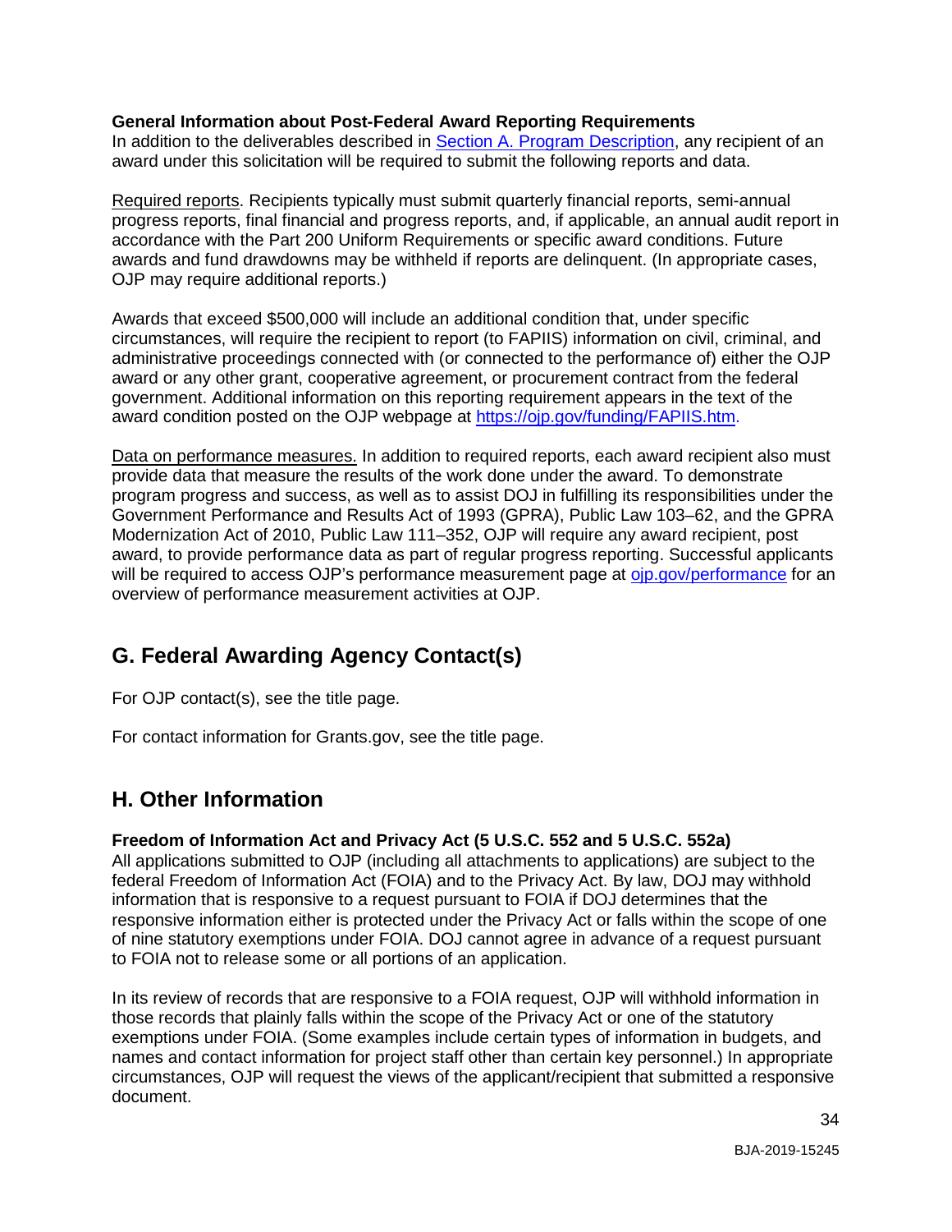**General Information about Post-Federal Award Reporting Requirements**
In addition to the deliverables described in Section A. Program Description, any recipient of an award under this solicitation will be required to submit the following reports and data.

Required reports. Recipients typically must submit quarterly financial reports, semi-annual progress reports, final financial and progress reports, and, if applicable, an annual audit report in accordance with the Part 200 Uniform Requirements or specific award conditions. Future awards and fund drawdowns may be withheld if reports are delinquent. (In appropriate cases, OJP may require additional reports.)

Awards that exceed $500,000 will include an additional condition that, under specific circumstances, will require the recipient to report (to FAPIIS) information on civil, criminal, and administrative proceedings connected with (or connected to the performance of) either the OJP award or any other grant, cooperative agreement, or procurement contract from the federal government. Additional information on this reporting requirement appears in the text of the award condition posted on the OJP webpage at https://ojp.gov/funding/FAPIIS.htm.

Data on performance measures. In addition to required reports, each award recipient also must provide data that measure the results of the work done under the award. To demonstrate program progress and success, as well as to assist DOJ in fulfilling its responsibilities under the Government Performance and Results Act of 1993 (GPRA), Public Law 103–62, and the GPRA Modernization Act of 2010, Public Law 111–352, OJP will require any award recipient, post award, to provide performance data as part of regular progress reporting. Successful applicants will be required to access OJP's performance measurement page at ojp.gov/performance for an overview of performance measurement activities at OJP.

## G. Federal Awarding Agency Contact(s)

For OJP contact(s), see the title page.

For contact information for Grants.gov, see the title page.

## H. Other Information

**Freedom of Information Act and Privacy Act (5 U.S.C. 552 and 5 U.S.C. 552a)**
All applications submitted to OJP (including all attachments to applications) are subject to the federal Freedom of Information Act (FOIA) and to the Privacy Act. By law, DOJ may withhold information that is responsive to a request pursuant to FOIA if DOJ determines that the responsive information either is protected under the Privacy Act or falls within the scope of one of nine statutory exemptions under FOIA. DOJ cannot agree in advance of a request pursuant to FOIA not to release some or all portions of an application.

In its review of records that are responsive to a FOIA request, OJP will withhold information in those records that plainly falls within the scope of the Privacy Act or one of the statutory exemptions under FOIA. (Some examples include certain types of information in budgets, and names and contact information for project staff other than certain key personnel.) In appropriate circumstances, OJP will request the views of the applicant/recipient that submitted a responsive document.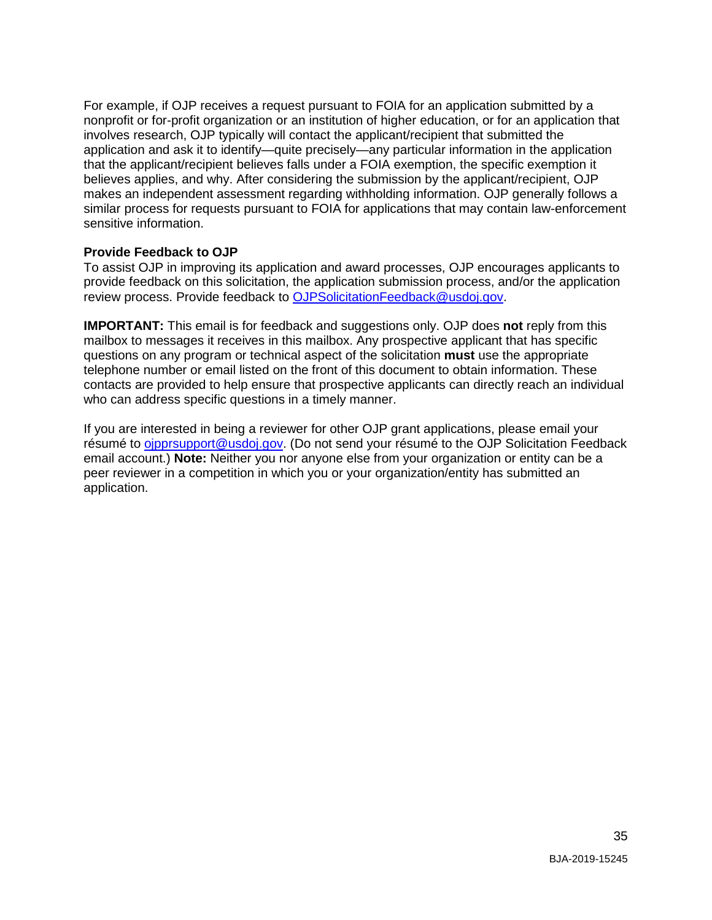For example, if OJP receives a request pursuant to FOIA for an application submitted by a nonprofit or for-profit organization or an institution of higher education, or for an application that involves research, OJP typically will contact the applicant/recipient that submitted the application and ask it to identify—quite precisely—any particular information in the application that the applicant/recipient believes falls under a FOIA exemption, the specific exemption it believes applies, and why. After considering the submission by the applicant/recipient, OJP makes an independent assessment regarding withholding information. OJP generally follows a similar process for requests pursuant to FOIA for applications that may contain law-enforcement sensitive information.

**Provide Feedback to OJP**

To assist OJP in improving its application and award processes, OJP encourages applicants to provide feedback on this solicitation, the application submission process, and/or the application review process. Provide feedback to OJPSolicitationFeedback@usdoj.gov.

**IMPORTANT:** This email is for feedback and suggestions only. OJP does **not** reply from this mailbox to messages it receives in this mailbox. Any prospective applicant that has specific questions on any program or technical aspect of the solicitation **must** use the appropriate telephone number or email listed on the front of this document to obtain information. These contacts are provided to help ensure that prospective applicants can directly reach an individual who can address specific questions in a timely manner.

If you are interested in being a reviewer for other OJP grant applications, please email your résumé to ojpprsupport@usdoj.gov. (Do not send your résumé to the OJP Solicitation Feedback email account.) **Note:** Neither you nor anyone else from your organization or entity can be a peer reviewer in a competition in which you or your organization/entity has submitted an application.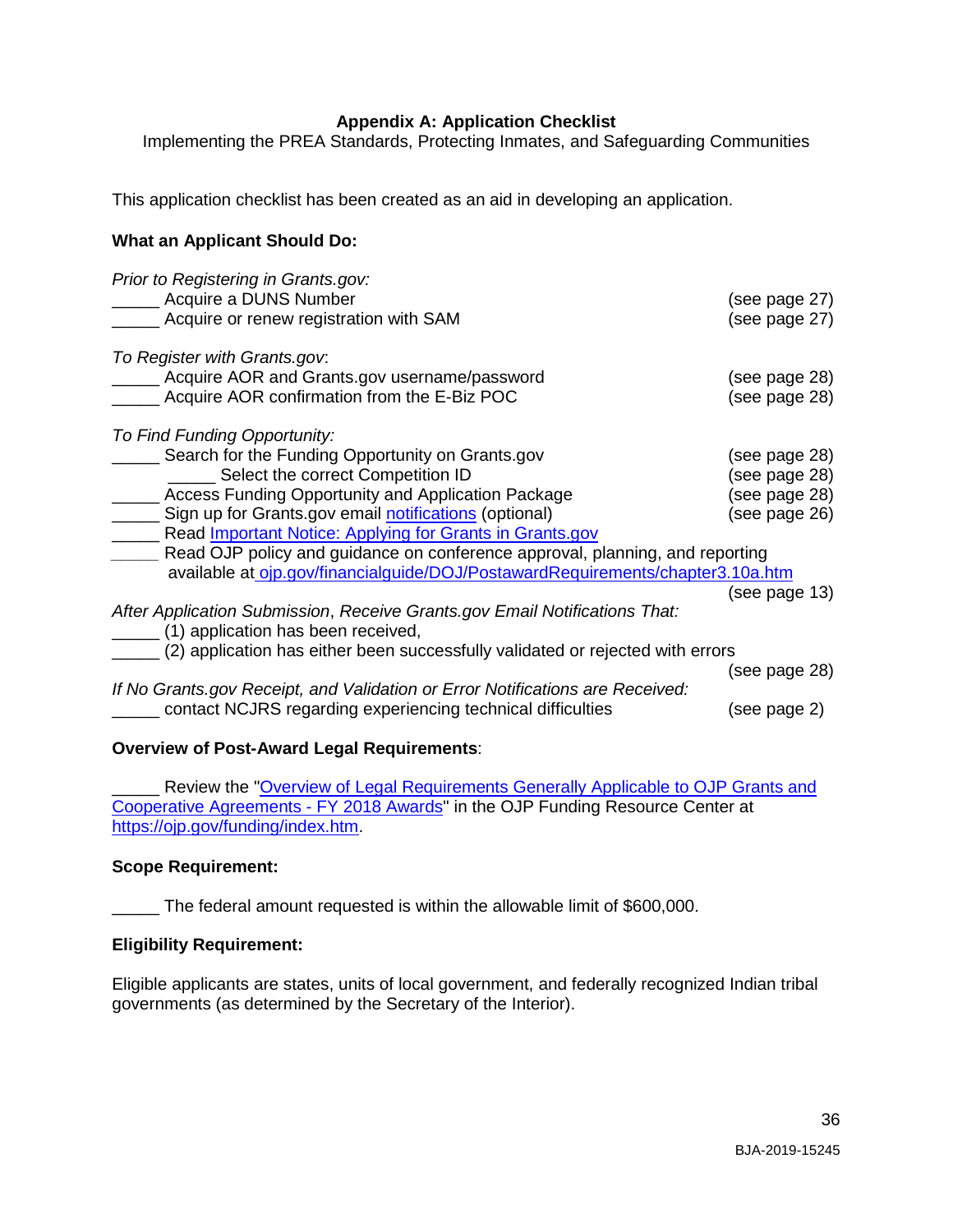**Appendix A: Application Checklist**

Implementing the PREA Standards, Protecting Inmates, and Safeguarding Communities

This application checklist has been created as an aid in developing an application.

**What an Applicant Should Do:**

*Prior to Registering in Grants.gov:*

_____ Acquire a DUNS Number (see page 27)

_____ Acquire or renew registration with SAM (see page 27)

*To Register with Grants.gov*:

_____ Acquire AOR and Grants.gov username/password (see page 28)

_____ Acquire AOR confirmation from the E-Biz POC (see page 28)

*To Find Funding Opportunity:*

_____ Search for the Funding Opportunity on Grants.gov (see page 28)

    _____ Select the correct Competition ID (see page 28)

_____ Access Funding Opportunity and Application Package (see page 28)

_____ Sign up for Grants.gov email notifications (optional) (see page 26)

_____ Read Important Notice: Applying for Grants in Grants.gov

_____ Read OJP policy and guidance on conference approval, planning, and reporting available at ojp.gov/financialguide/DOJ/PostawardRequirements/chapter3.10a.htm (see page 13)

*After Application Submission*, *Receive Grants.gov Email Notifications That:*

_____ (1) application has been received,

_____ (2) application has either been successfully validated or rejected with errors (see page 28)

*If No Grants.gov Receipt, and Validation or Error Notifications are Received:*

_____ contact NCJRS regarding experiencing technical difficulties (see page 2)

**Overview of Post-Award Legal Requirements**:

_____ Review the "Overview of Legal Requirements Generally Applicable to OJP Grants and Cooperative Agreements - FY 2018 Awards" in the OJP Funding Resource Center at https://ojp.gov/funding/index.htm.

**Scope Requirement:**

_____ The federal amount requested is within the allowable limit of $600,000.

**Eligibility Requirement:**

Eligible applicants are states, units of local government, and federally recognized Indian tribal governments (as determined by the Secretary of the Interior).

BJA-2019-15245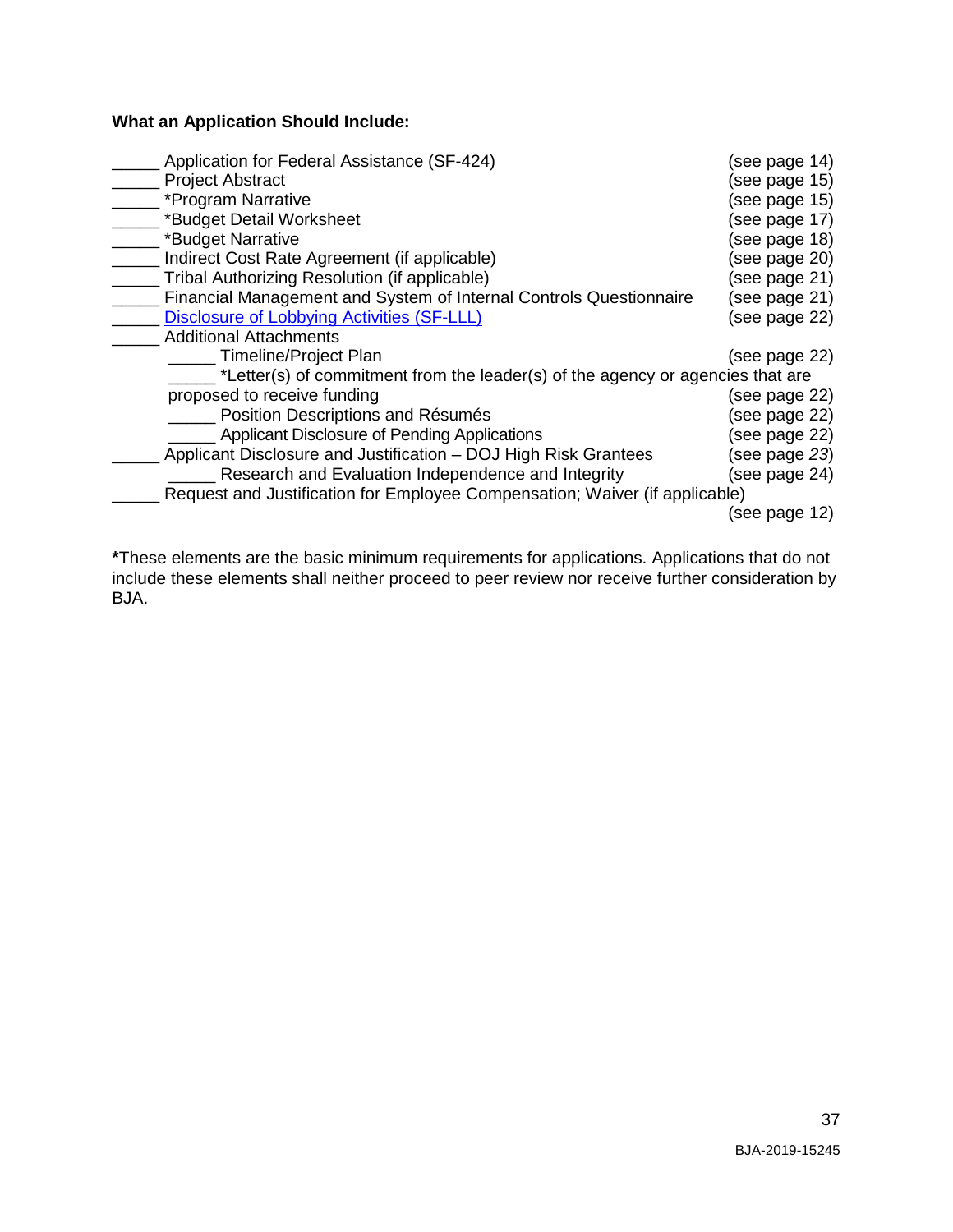**What an Application Should Include:**

_____ Application for Federal Assistance (SF-424) (see page 14)
_____ Project Abstract (see page 15)
_____ *Program Narrative (see page 15)
_____ *Budget Detail Worksheet (see page 17)
_____ *Budget Narrative (see page 18)
_____ Indirect Cost Rate Agreement (if applicable) (see page 20)
_____ Tribal Authorizing Resolution (if applicable) (see page 21)
_____ Financial Management and System of Internal Controls Questionnaire (see page 21)
_____ Disclosure of Lobbying Activities (SF-LLL) (see page 22)
_____ Additional Attachments
  _____ Timeline/Project Plan (see page 22)
  _____ *Letter(s) of commitment from the leader(s) of the agency or agencies that are proposed to receive funding (see page 22)
  _____ Position Descriptions and Résumés (see page 22)
  _____ Applicant Disclosure of Pending Applications (see page 22)
_____ Applicant Disclosure and Justification – DOJ High Risk Grantees (see page *23*)
  _____ Research and Evaluation Independence and Integrity (see page 24)
_____ Request and Justification for Employee Compensation; Waiver (if applicable) (see page 12)

**\***These elements are the basic minimum requirements for applications. Applications that do not include these elements shall neither proceed to peer review nor receive further consideration by BJA.